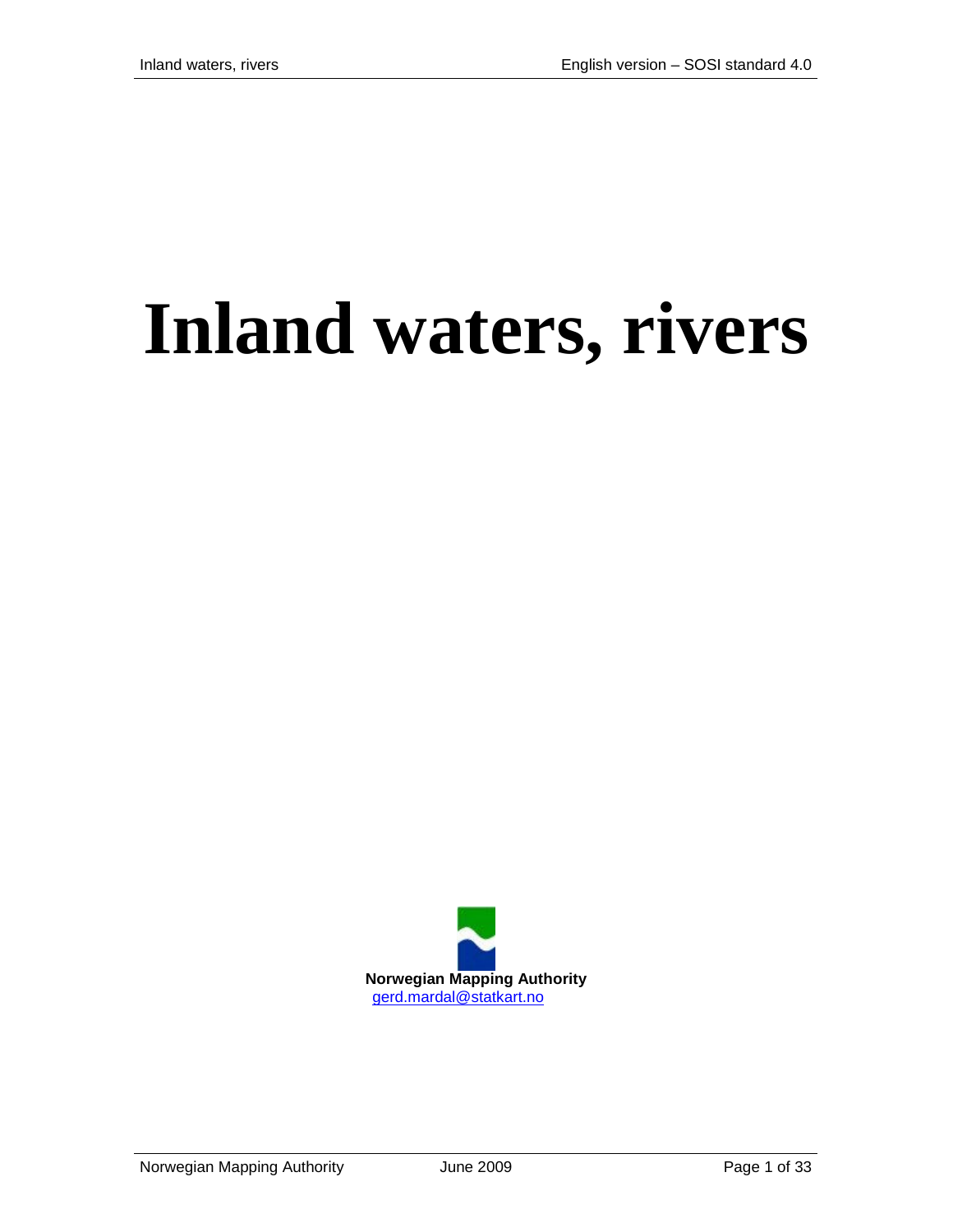# Inland waters, rivers

**Norwegian Mapping Authority**

gerd.mardal@statkart.no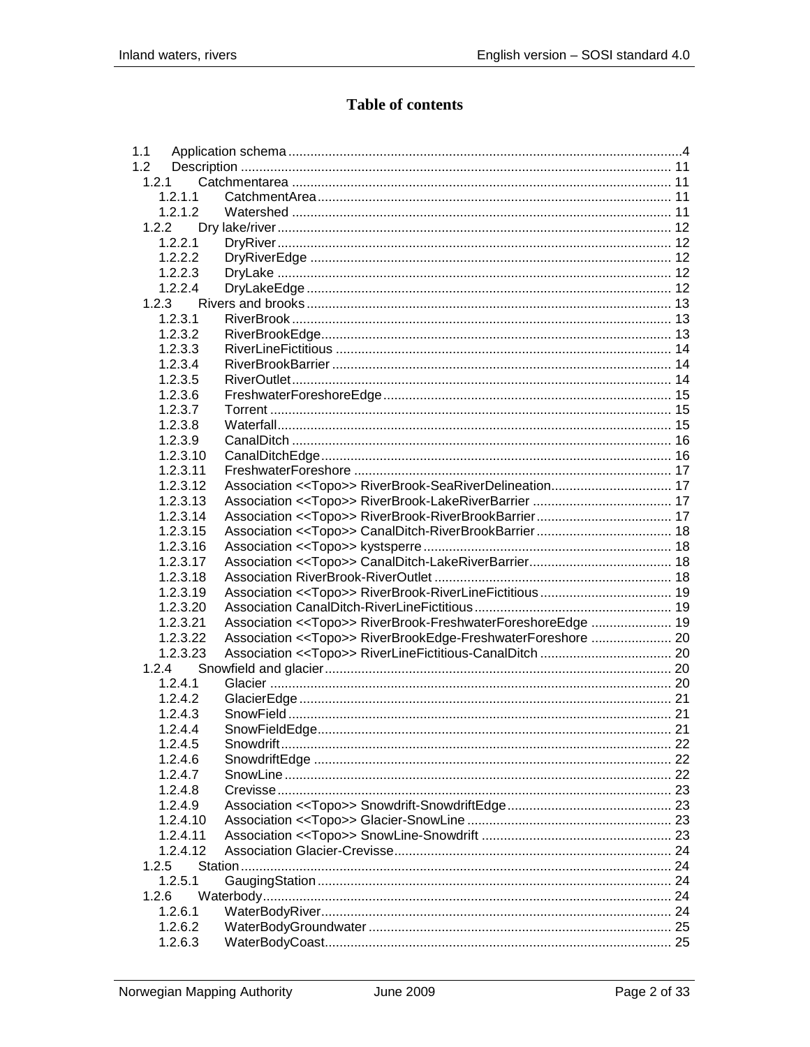# Table of contents

1.1 Application schema ....................................................4
1.2 Description ....................................................11
  1.2.1 Catchmentarea ....................................................11
    1.2.1.1 CatchmentArea ....................................................11
    1.2.1.2 Watershed ....................................................11
  1.2.2 Dry lake/river ....................................................12
    1.2.2.1 DryRiver ....................................................12
    1.2.2.2 DryRiverEdge ....................................................12
    1.2.2.3 DryLake ....................................................12
    1.2.2.4 DryLakeEdge ....................................................12
  1.2.3 Rivers and brooks ....................................................13
    1.2.3.1 RiverBrook ....................................................13
    1.2.3.2 RiverBrookEdge ....................................................13
    1.2.3.3 RiverLineFictitious ....................................................14
    1.2.3.4 RiverBrookBarrier ....................................................14
    1.2.3.5 RiverOutlet ....................................................14
    1.2.3.6 FreshwaterForeshoreEdge ....................................................15
    1.2.3.7 Torrent ....................................................15
    1.2.3.8 Waterfall ....................................................15
    1.2.3.9 CanalDitch ....................................................16
    1.2.3.10 CanalDitchEdge ....................................................16
    1.2.3.11 FreshwaterForeshore ....................................................17
    1.2.3.12 Association <<Topo>> RiverBrook-SeaRiverDelineation ....................................................17
    1.2.3.13 Association <<Topo>> RiverBrook-LakeRiverBarrier ....................................................17
    1.2.3.14 Association <<Topo>> RiverBrook-RiverBrookBarrier ....................................................17
    1.2.3.15 Association <<Topo>> CanalDitch-RiverBrookBarrier ....................................................18
    1.2.3.16 Association <<Topo>> kystsperre ....................................................18
    1.2.3.17 Association <<Topo>> CanalDitch-LakeRiverBarrier ....................................................18
    1.2.3.18 Association RiverBrook-RiverOutlet ....................................................18
    1.2.3.19 Association <<Topo>> RiverBrook-RiverLineFictitious ....................................................19
    1.2.3.20 Association CanalDitch-RiverLineFictitious ....................................................19
    1.2.3.21 Association <<Topo>> RiverBrook-FreshwaterForeshoreEdge ....................................................19
    1.2.3.22 Association <<Topo>> RiverBrookEdge-FreshwaterForeshore ....................................................20
    1.2.3.23 Association <<Topo>> RiverLineFictitious-CanalDitch ....................................................20
  1.2.4 Snowfield and glacier ....................................................20
    1.2.4.1 Glacier ....................................................20
    1.2.4.2 GlacierEdge ....................................................21
    1.2.4.3 SnowField ....................................................21
    1.2.4.4 SnowFieldEdge ....................................................21
    1.2.4.5 Snowdrift ....................................................22
    1.2.4.6 SnowdriftEdge ....................................................22
    1.2.4.7 SnowLine ....................................................22
    1.2.4.8 Crevisse ....................................................23
    1.2.4.9 Association <<Topo>> Snowdrift-SnowdriftEdge ....................................................23
    1.2.4.10 Association <<Topo>> Glacier-SnowLine ....................................................23
    1.2.4.11 Association <<Topo>> SnowLine-Snowdrift ....................................................23
    1.2.4.12 Association Glacier-Crevisse ....................................................24
  1.2.5 Station ....................................................24
    1.2.5.1 GaugingStation ....................................................24
  1.2.6 Waterbody ....................................................24
    1.2.6.1 WaterBodyRiver ....................................................24
    1.2.6.2 WaterBodyGroundwater ....................................................25
    1.2.6.3 WaterBodyCoast ....................................................25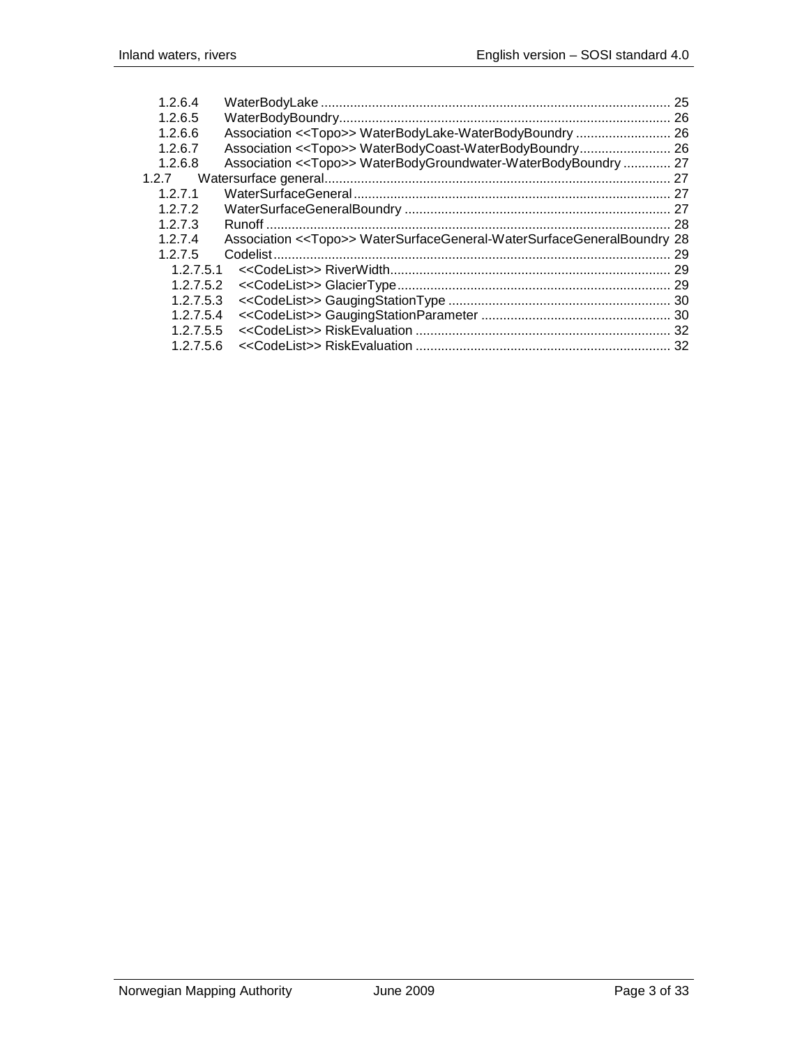- 1.2.6.4 WaterBodyLake ..... 25
- 1.2.6.5 WaterBodyBoundry ..... 26
- 1.2.6.6 Association <<Topo>> WaterBodyLake-WaterBodyBoundry ..... 26
- 1.2.6.7 Association <<Topo>> WaterBodyCoast-WaterBodyBoundry ..... 26
- 1.2.6.8 Association <<Topo>> WaterBodyGroundwater-WaterBodyBoundry ..... 27
- 1.2.7 Watersurface general ..... 27
  - 1.2.7.1 WaterSurfaceGeneral ..... 27
  - 1.2.7.2 WaterSurfaceGeneralBoundry ..... 27
  - 1.2.7.3 Runoff ..... 28
  - 1.2.7.4 Association <<Topo>> WaterSurfaceGeneral-WaterSurfaceGeneralBoundry 28
  - 1.2.7.5 Codelist ..... 29
    - 1.2.7.5.1 <<CodeList>> RiverWidth ..... 29
    - 1.2.7.5.2 <<CodeList>> GlacierType ..... 29
    - 1.2.7.5.3 <<CodeList>> GaugingStationType ..... 30
    - 1.2.7.5.4 <<CodeList>> GaugingStationParameter ..... 30
    - 1.2.7.5.5 <<CodeList>> RiskEvaluation ..... 32
    - 1.2.7.5.6 <<CodeList>> RiskEvaluation ..... 32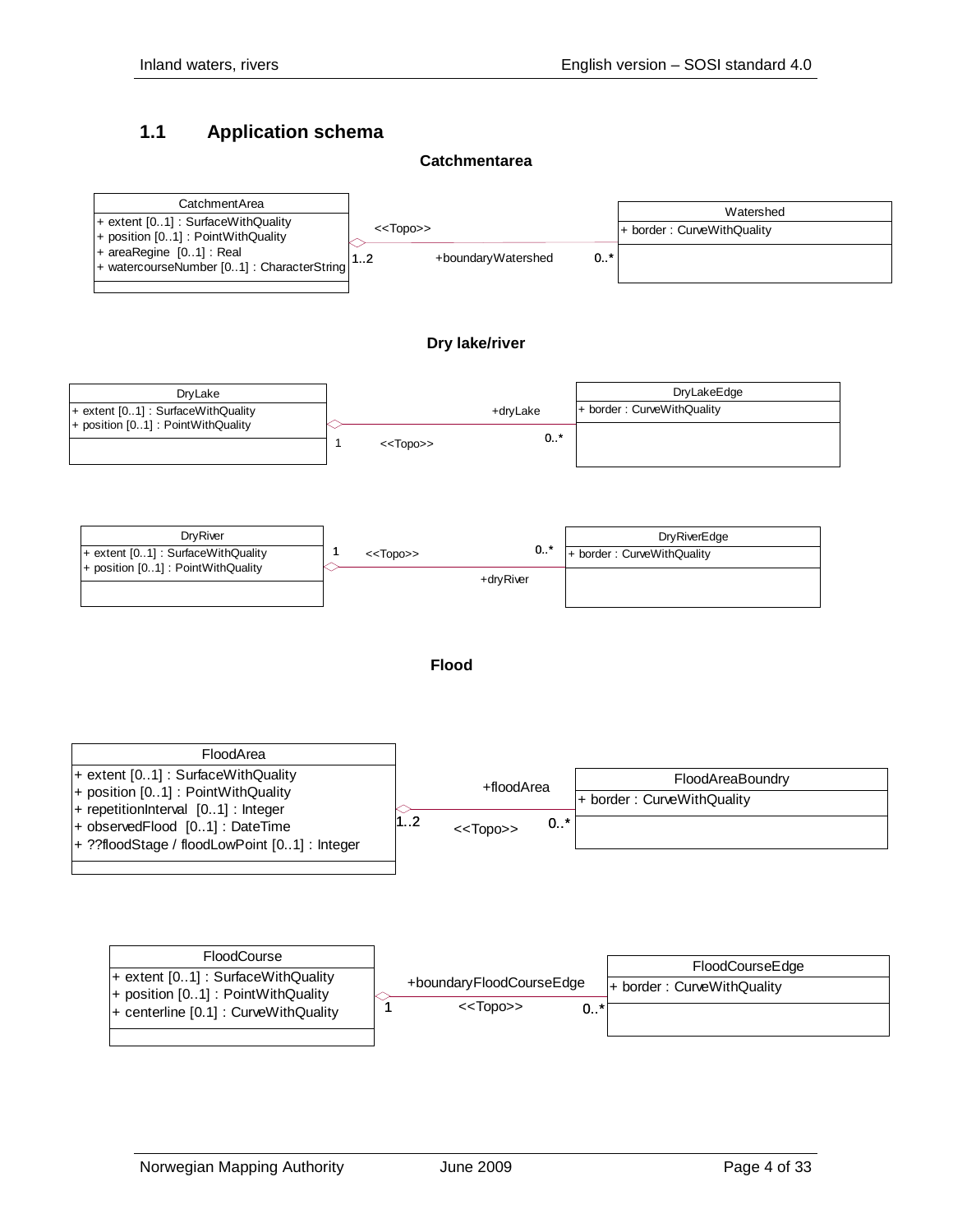## 1.1 Application schema

**Catchmentarea**

CatchmentArea
+ extent [0..1] : SurfaceWithQuality
+ position [0..1] : PointWithQuality
+ areaRegine [0..1] : Real
+ watercourseNumber [0..1] : CharacterString

<<Topo>>

1..2 +boundaryWatershed 0..*

Watershed
+ border : CurveWithQuality

**Dry lake/river**

DryLake
+ extent [0..1] : SurfaceWithQuality
+ position [0..1] : PointWithQuality

+dryLake

1 <<Topo>> 0..*

DryLakeEdge
+ border : CurveWithQuality

DryRiver
+ extent [0..1] : SurfaceWithQuality
+ position [0..1] : PointWithQuality

1 <<Topo>> 0..*

+dryRiver

DryRiverEdge
+ border : CurveWithQuality

**Flood**

FloodArea
+ extent [0..1] : SurfaceWithQuality
+ position [0..1] : PointWithQuality
+ repetitionInterval [0..1] : Integer
+ observedFlood [0..1] : DateTime
+ ??floodStage / floodLowPoint [0..1] : Integer

+floodArea

1..2 <<Topo>> 0..*

FloodAreaBoundry
+ border : CurveWithQuality

FloodCourse
+ extent [0..1] : SurfaceWithQuality
+ position [0..1] : PointWithQuality
+ centerline [0.1] : CurveWithQuality

+boundaryFloodCourseEdge

1 <<Topo>> 0..*

FloodCourseEdge
+ border : CurveWithQuality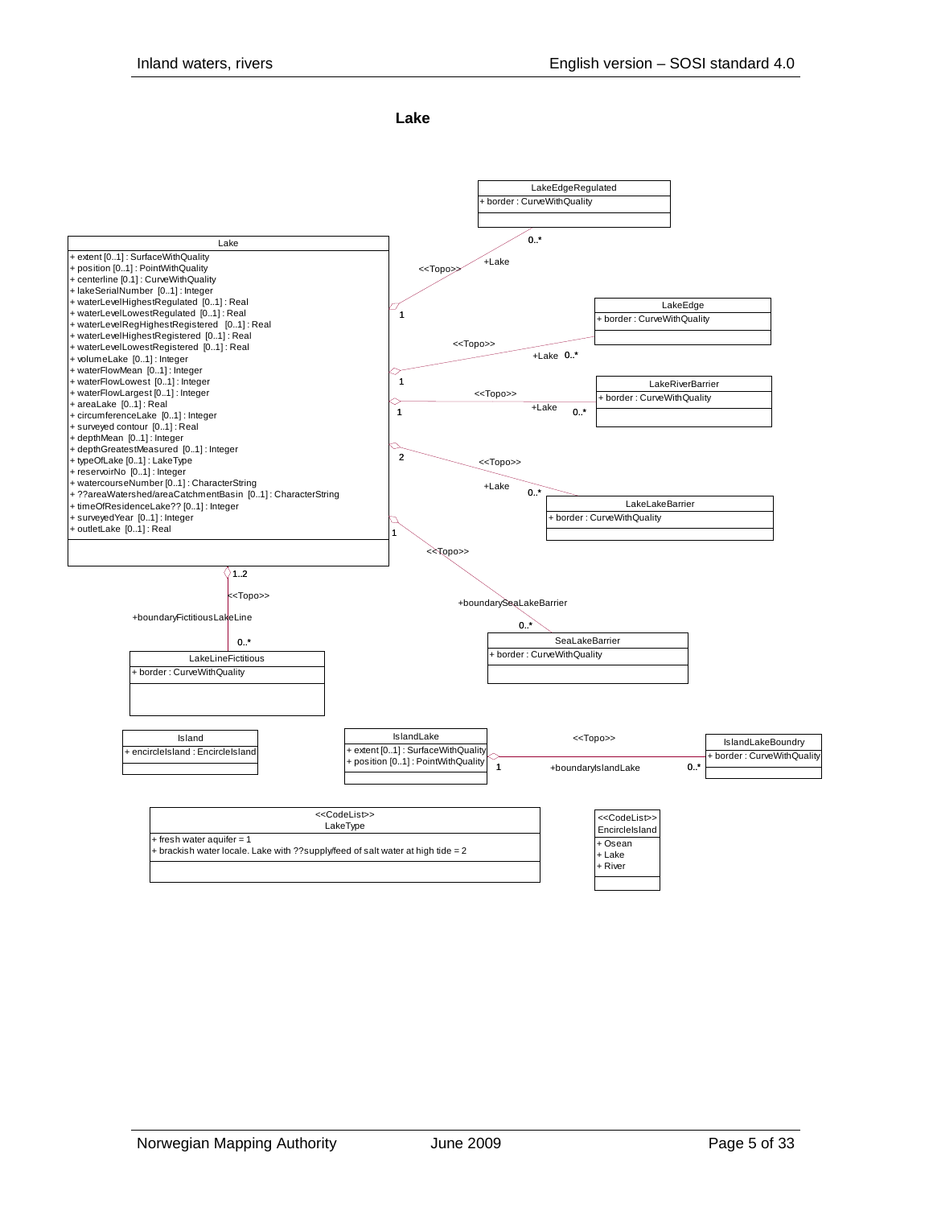# Lake

**Lake**

+ extent [0..1] : SurfaceWithQuality
+ position [0..1] : PointWithQuality
+ centerline [0.1] : CurveWithQuality
+ lakeSerialNumber [0..1] : Integer
+ waterLevelHighestRegulated [0..1] : Real
+ waterLevelLowestRegulated [0..1] : Real
+ waterLevelRegHighestRegistered [0..1] : Real
+ waterLevelHighestRegistered [0..1] : Real
+ waterLevelLowestRegistered [0..1] : Real
+ volumeLake [0..1] : Integer
+ waterFlowMean [0..1] : Integer
+ waterFlowLowest [0..1] : Integer
+ waterFlowLargest [0..1] : Integer
+ areaLake [0..1] : Real
+ circumferenceLake [0..1] : Integer
+ surveyed contour [0..1] : Real
+ depthMean [0..1] : Integer
+ depthGreatestMeasured [0..1] : Integer
+ typeOfLake [0..1] : LakeType
+ reservoirNo [0..1] : Integer
+ watercourseNumber [0..1] : CharacterString
+ ??areaWatershed/areaCatchmentBasin [0..1] : CharacterString
+ timeOfResidenceLake?? [0..1] : Integer
+ surveyedYear [0..1] : Integer
+ outletLake [0..1] : Real

**LakeEdgeRegulated**

+ border : CurveWithQuality

(Lake 1 — <<Topo>> — +Lake 0..* LakeEdgeRegulated)

**LakeEdge**

+ border : CurveWithQuality

(Lake 1 — <<Topo>> — +Lake 0..* LakeEdge)

**LakeRiverBarrier**

+ border : CurveWithQuality

(Lake 1 — <<Topo>> — +Lake 0..* LakeRiverBarrier)

**LakeLakeBarrier**

+ border : CurveWithQuality

(Lake 2 — <<Topo>> — +Lake 0..* LakeLakeBarrier)

**SeaLakeBarrier**

+ border : CurveWithQuality

(Lake 1 — <<Topo>> — +boundarySeaLakeBarrier 0..* SeaLakeBarrier)

**LakeLineFictitious**

+ border : CurveWithQuality

(Lake 1..2 — <<Topo>> — +boundaryFictitiousLakeLine 0..* LakeLineFictitious)

**Island**

+ encircleIsland : EncircleIsland

**IslandLake**

+ extent [0..1] : SurfaceWithQuality
+ position [0..1] : PointWithQuality

**IslandLakeBoundry**

+ border : CurveWithQuality

(IslandLake 1 — <<Topo>> — +boundaryIslandLake 0..* IslandLakeBoundry)

**<<CodeList>> LakeType**

+ fresh water aquifer = 1
+ brackish water locale. Lake with ??supply/feed of salt water at high tide = 2

**<<CodeList>> EncircleIsland**

+ Osean
+ Lake
+ River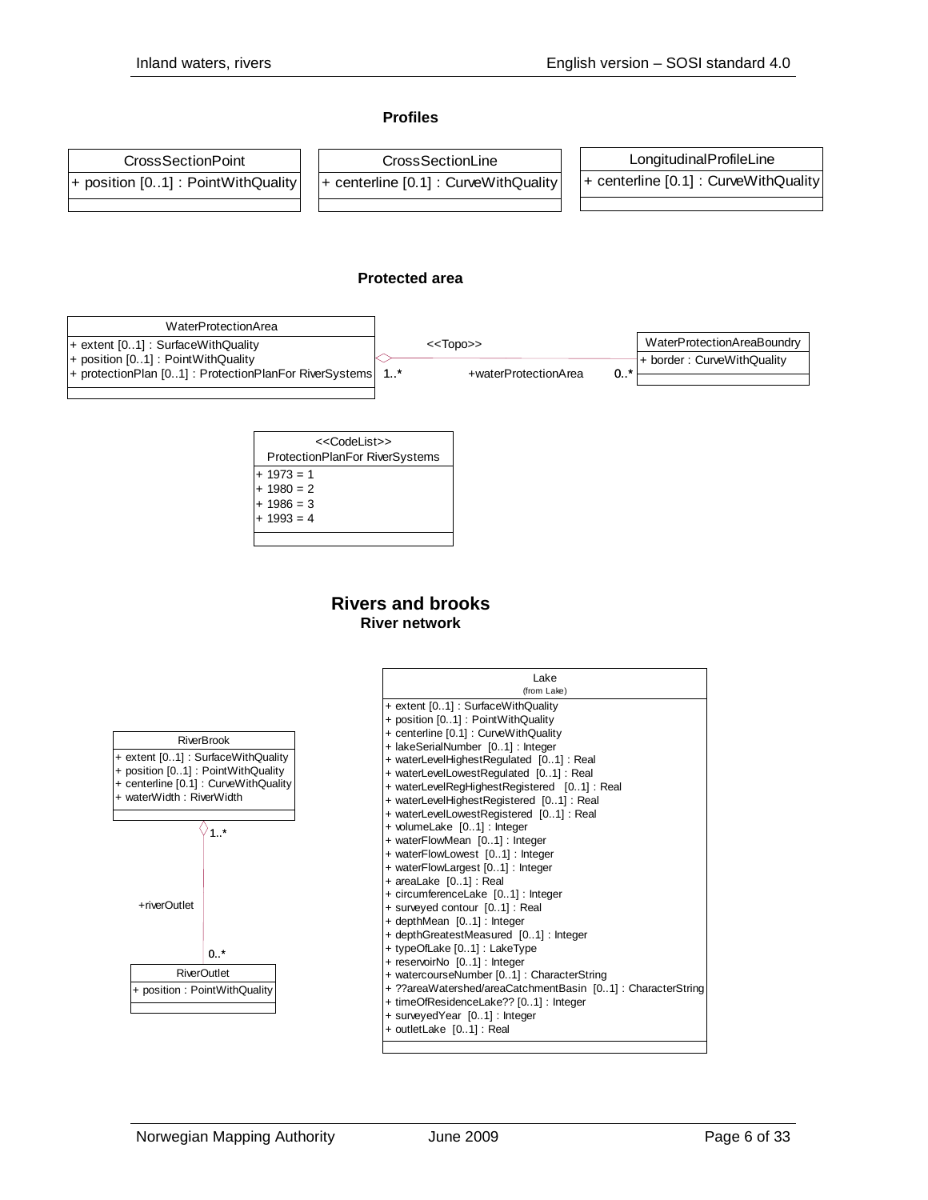### Profiles

| CrossSectionPoint |
| --- |
| + position [0..1] : PointWithQuality |

| CrossSectionLine |
| --- |
| + centerline [0.1] : CurveWithQuality |

| LongitudinalProfileLine |
| --- |
| + centerline [0.1] : CurveWithQuality |

### Protected area

| WaterProtectionArea |
| --- |
| + extent [0..1] : SurfaceWithQuality |
| + position [0..1] : PointWithQuality |
| + protectionPlan [0..1] : ProtectionPlanFor RiverSystems |

<<Topo>>

WaterProtectionArea 1..* — +waterProtectionArea 0..* — WaterProtectionAreaBoundry

| WaterProtectionAreaBoundry |
| --- |
| + border : CurveWithQuality |

| <<CodeList>> ProtectionPlanFor RiverSystems |
| --- |
| + 1973 = 1 |
| + 1980 = 2 |
| + 1986 = 3 |
| + 1993 = 4 |

## Rivers and brooks

### River network

| RiverBrook |
| --- |
| + extent [0..1] : SurfaceWithQuality |
| + position [0..1] : PointWithQuality |
| + centerline [0.1] : CurveWithQuality |
| + waterWidth : RiverWidth |

RiverBrook 1..* — +riverOutlet 0..* — RiverOutlet

| RiverOutlet |
| --- |
| + position : PointWithQuality |

| Lake (from Lake) |
| --- |
| + extent [0..1] : SurfaceWithQuality |
| + position [0..1] : PointWithQuality |
| + centerline [0.1] : CurveWithQuality |
| + lakeSerialNumber [0..1] : Integer |
| + waterLevelHighestRegulated [0..1] : Real |
| + waterLevelLowestRegulated [0..1] : Real |
| + waterLevelRegHighestRegistered [0..1] : Real |
| + waterLevelHighestRegistered [0..1] : Real |
| + waterLevelLowestRegistered [0..1] : Real |
| + volumeLake [0..1] : Integer |
| + waterFlowMean [0..1] : Integer |
| + waterFlowLowest [0..1] : Integer |
| + waterFlowLargest [0..1] : Integer |
| + areaLake [0..1] : Real |
| + circumferenceLake [0..1] : Integer |
| + surveyed contour [0..1] : Real |
| + depthMean [0..1] : Integer |
| + depthGreatestMeasured [0..1] : Integer |
| + typeOfLake [0..1] : LakeType |
| + reservoirNo [0..1] : Integer |
| + watercourseNumber [0..1] : CharacterString |
| + ??areaWatershed/areaCatchmentBasin [0..1] : CharacterString |
| + timeOfResidenceLake?? [0..1] : Integer |
| + surveyedYear [0..1] : Integer |
| + outletLake [0..1] : Real |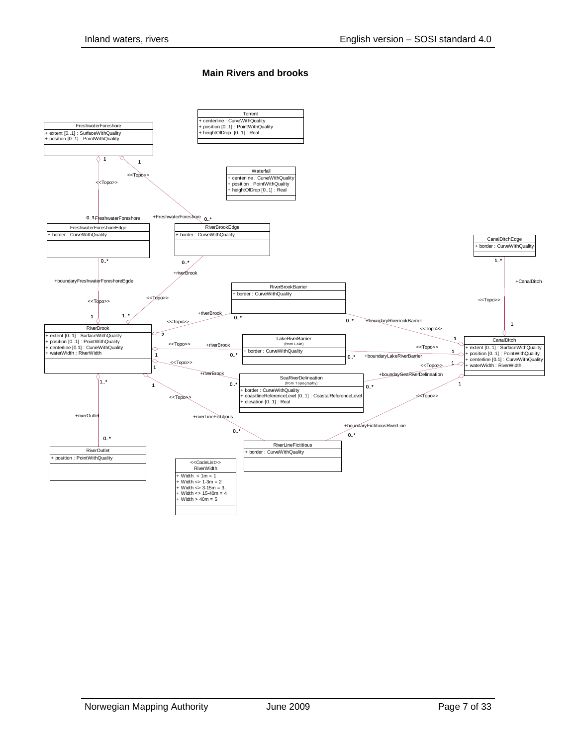**Main Rivers and brooks**

Torrent
+ centerline : CurveWithQuality
+ position [0..1] : PointWithQuality
+ heightOfDrop [0..1] : Real

FreshwaterForeshore
+ extent [0..1] : SurfaceWithQuality
+ position [0..1] : PointWithQuality

Waterfall
+ centerline : CurveWithQuality
+ position : PointWithQuality
+ heightOfDrop [0..1] : Real

FreshwaterForeshoreEdge
+ border : CurveWithQuality

RiverBrookEdge
+ border : CurveWithQuality

CanalDitchEdge
+ border : CurveWithQuality

RiverBrookBarrier
+ border : CurveWithQuality

RiverBrook
+ extent [0..1] : SurfaceWithQuality
+ position [0..1] : PointWithQuality
+ centerline [0.1] : CurveWithQuality
+ waterWidth : RiverWidth

LakeRiverBarrier
(from Lake)
+ border : CurveWithQuality

CanalDitch
+ extent [0..1] : SurfaceWithQuality
+ position [0..1] : PointWithQuality
+ centerline [0.1] : CurveWithQuality
+ waterWidth : RiverWidth

SeaRiverDelineation
(from Topography)
+ border : CurveWithQuality
+ coastlineReferenceLevel [0..1] : CoastalReferenceLevel
+ elevation [0..1] : Real

RiverOutlet
+ position : PointWithQuality

RiverLineFictitious
+ border : CurveWithQuality

<<CodeList>>
RiverWidth
+ Width < 1m = 1
+ Width <> 1-3m = 2
+ Width <> 3-15m = 3
+ Width <> 15-40m = 4
+ Width > 40m = 5

Associations (all <<Topo>>):
- FreshwaterForeshore 1 — 0..* FreshwaterForeshoreEdge (+FreshwaterForeshore)
- FreshwaterForeshore 1 — 0..* RiverBrookEdge (+FreshwaterForeshore)
- FreshwaterForeshoreEdge 0..* — 1 RiverBrook (+boundaryFreshwaterForeshoreEgde)
- RiverBrookEdge 0..* — 1..* RiverBrook (+riverBrook)
- CanalDitchEdge 1..* — 1 CanalDitch (+CanalDitch)
- RiverBrook 2 — 0..* RiverBrookBarrier (+riverBrook)
- RiverBrookBarrier 0..* — 1 CanalDitch (+boundaryRiverrookBarrier)
- RiverBrook 1 — 0..* LakeRiverBarrier (+riverBrook)
- LakeRiverBarrier 0..* — 1 CanalDitch (+boundaryLakeRiverBarrier)
- RiverBrook 1 — 0..* SeaRiverDelineation (+riverBrook)
- SeaRiverDelineation 0..* — 1 CanalDitch (+boundaySeaRiverDelineation)
- RiverBrook 1..* — 0..* RiverOutlet (+riverOutlet)
- RiverBrook 1 — 0..* RiverLineFictitious (+riverLineFictitious)
- RiverLineFictitious 0..* — 1 CanalDitch (+boundaryFictitiousRiverLine)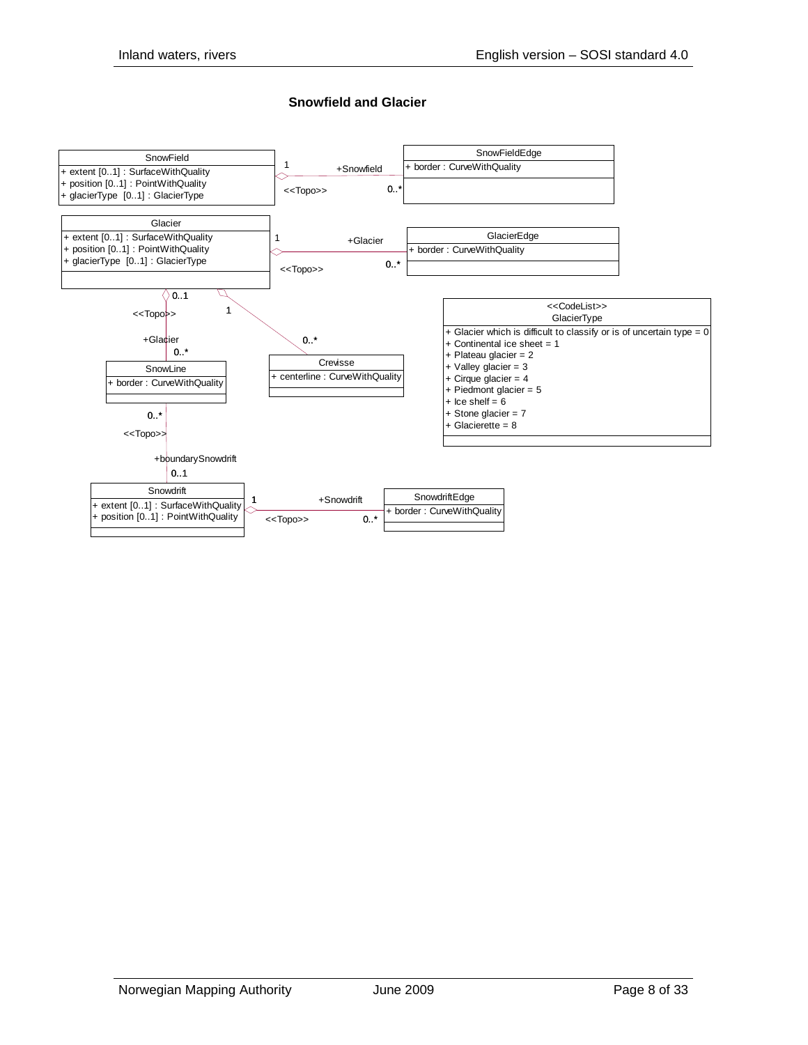### Snowfield and Glacier

SnowField
+ extent [0..1] : SurfaceWithQuality
+ position [0..1] : PointWithQuality
+ glacierType [0..1] : GlacierType

1 +Snowfield <<Topo>> 0..*

SnowFieldEdge
+ border : CurveWithQuality

Glacier
+ extent [0..1] : SurfaceWithQuality
+ position [0..1] : PointWithQuality
+ glacierType [0..1] : GlacierType

1 +Glacier <<Topo>> 0..*

GlacierEdge
+ border : CurveWithQuality

0..1 <<Topo>> +Glacier 0..*

1 0..*

SnowLine
+ border : CurveWithQuality

Crevisse
+ centerline : CurveWithQuality

<<CodeList>>
GlacierType
+ Glacier which is difficult to classify or is of uncertain type = 0
+ Continental ice sheet = 1
+ Plateau glacier = 2
+ Valley glacier = 3
+ Cirque glacier = 4
+ Piedmont glacier = 5
+ Ice shelf = 6
+ Stone glacier = 7
+ Glacierette = 8

0..* <<Topo>> +boundarySnowdrift 0..1

Snowdrift
+ extent [0..1] : SurfaceWithQuality
+ position [0..1] : PointWithQuality

1 +Snowdrift <<Topo>> 0..*

SnowdriftEdge
+ border : CurveWithQuality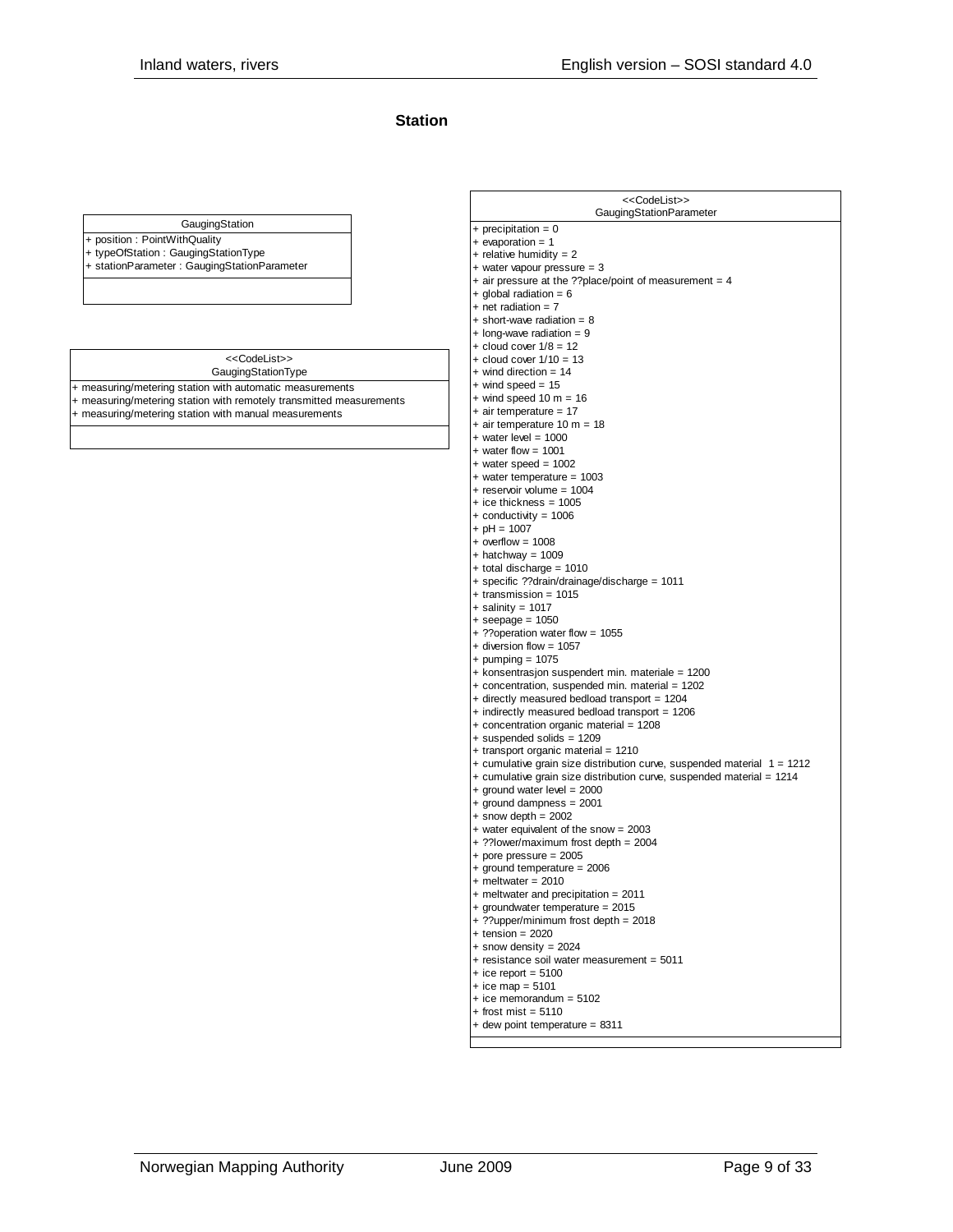## Station

**GaugingStation**

+ position : PointWithQuality
+ typeOfStation : GaugingStationType
+ stationParameter : GaugingStationParameter

**<<CodeList>>**
**GaugingStationType**

+ measuring/metering station with automatic measurements
+ measuring/metering station with remotely transmitted measurements
+ measuring/metering station with manual measurements

**<<CodeList>>**
**GaugingStationParameter**

+ precipitation = 0
+ evaporation = 1
+ relative humidity = 2
+ water vapour pressure = 3
+ air pressure at the ??place/point of measurement = 4
+ global radiation = 6
+ net radiation = 7
+ short-wave radiation = 8
+ long-wave radiation = 9
+ cloud cover 1/8 = 12
+ cloud cover 1/10 = 13
+ wind direction = 14
+ wind speed = 15
+ wind speed 10 m = 16
+ air temperature = 17
+ air temperature 10 m = 18
+ water level = 1000
+ water flow = 1001
+ water speed = 1002
+ water temperature = 1003
+ reservoir volume = 1004
+ ice thickness = 1005
+ conductivity = 1006
+ pH = 1007
+ overflow = 1008
+ hatchway = 1009
+ total discharge = 1010
+ specific ??drain/drainage/discharge = 1011
+ transmission = 1015
+ salinity = 1017
+ seepage = 1050
+ ??operation water flow = 1055
+ diversion flow = 1057
+ pumping = 1075
+ konsentrasjon suspendert min. materiale = 1200
+ concentration, suspended min. material = 1202
+ directly measured bedload transport = 1204
+ indirectly measured bedload transport = 1206
+ concentration organic material = 1208
+ suspended solids = 1209
+ transport organic material = 1210
+ cumulative grain size distribution curve, suspended material 1 = 1212
+ cumulative grain size distribution curve, suspended material = 1214
+ ground water level = 2000
+ ground dampness = 2001
+ snow depth = 2002
+ water equivalent of the snow = 2003
+ ??lower/maximum frost depth = 2004
+ pore pressure = 2005
+ ground temperature = 2006
+ meltwater = 2010
+ meltwater and precipitation = 2011
+ groundwater temperature = 2015
+ ??upper/minimum frost depth = 2018
+ tension = 2020
+ snow density = 2024
+ resistance soil water measurement = 5011
+ ice report = 5100
+ ice map = 5101
+ ice memorandum = 5102
+ frost mist = 5110
+ dew point temperature = 8311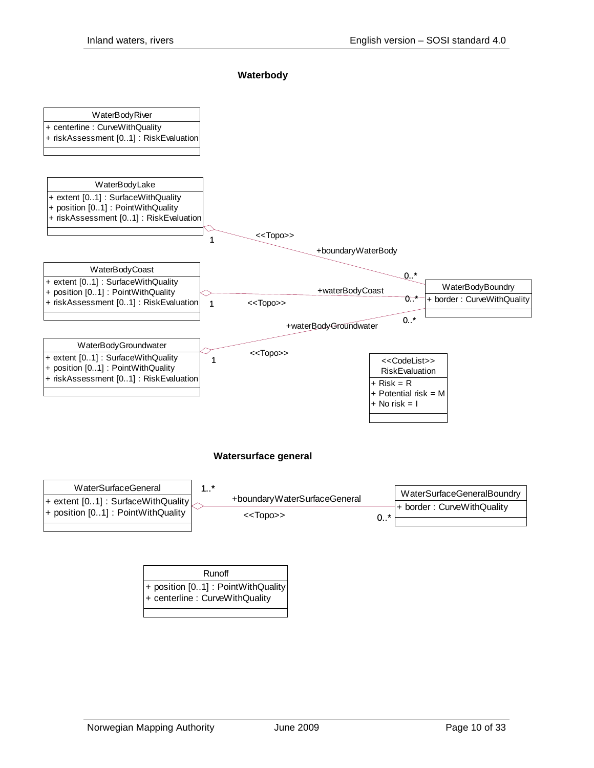**Waterbody**

WaterBodyRiver
+ centerline : CurveWithQuality
+ riskAssessment [0..1] : RiskEvaluation

WaterBodyLake
+ extent [0..1] : SurfaceWithQuality
+ position [0..1] : PointWithQuality
+ riskAssessment [0..1] : RiskEvaluation

WaterBodyCoast
+ extent [0..1] : SurfaceWithQuality
+ position [0..1] : PointWithQuality
+ riskAssessment [0..1] : RiskEvaluation

WaterBodyGroundwater
+ extent [0..1] : SurfaceWithQuality
+ position [0..1] : PointWithQuality
+ riskAssessment [0..1] : RiskEvaluation

WaterBodyBoundry
+ border : CurveWithQuality

WaterBodyLake 1 — <<Topo>> +boundaryWaterBody — 0..* WaterBodyBoundry

WaterBodyCoast 1 — <<Topo>> +waterBodyCoast — 0..* WaterBodyBoundry

WaterBodyGroundwater 1 — <<Topo>> +waterBodyGroundwater — 0..* WaterBodyBoundry

<<CodeList>>
RiskEvaluation
+ Risk = R
+ Potential risk = M
+ No risk = I

**Watersurface general**

WaterSurfaceGeneral
+ extent [0..1] : SurfaceWithQuality
+ position [0..1] : PointWithQuality

WaterSurfaceGeneralBoundry
+ border : CurveWithQuality

WaterSurfaceGeneral 1..* — <<Topo>> +boundaryWaterSurfaceGeneral — 0..* WaterSurfaceGeneralBoundry

Runoff
+ position [0..1] : PointWithQuality
+ centerline : CurveWithQuality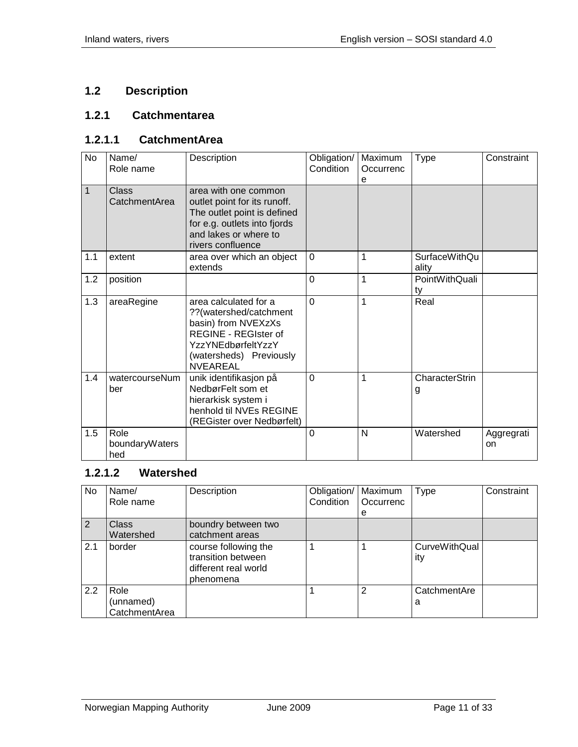## 1.2 Description

### 1.2.1 Catchmentarea

#### 1.2.1.1 CatchmentArea

| No | Name/ Role name | Description | Obligation/ Condition | Maximum Occurrence | Type | Constraint |
|---|---|---|---|---|---|---|
| 1 | Class CatchmentArea | area with one common outlet point for its runoff. The outlet point is defined for e.g. outlets into fjords and lakes or where to rivers confluence | | | | |
| 1.1 | extent | area over which an object extends | 0 | 1 | SurfaceWithQuality | |
| 1.2 | position | | 0 | 1 | PointWithQuality | |
| 1.3 | areaRegine | area calculated for a ??(watershed/catchment basin) from NVEXzXs REGINE - REGIster of YzzYNEdbørfeltYzzY (watersheds) Previously NVEAREAL | 0 | 1 | Real | |
| 1.4 | watercourseNumber | unik identifikasjon på NedbørFelt som et hierarkisk system i henhold til NVEs REGINE (REGister over Nedbørfelt) | 0 | 1 | CharacterString | |
| 1.5 | Role boundaryWatershed | | 0 | N | Watershed | Aggregration |

#### 1.2.1.2 Watershed

| No | Name/ Role name | Description | Obligation/ Condition | Maximum Occurrence | Type | Constraint |
|---|---|---|---|---|---|---|
| 2 | Class Watershed | boundry between two catchment areas | | | | |
| 2.1 | border | course following the transition between different real world phenomena | 1 | 1 | CurveWithQuality | |
| 2.2 | Role (unnamed) CatchmentArea | | 1 | 2 | CatchmentArea | |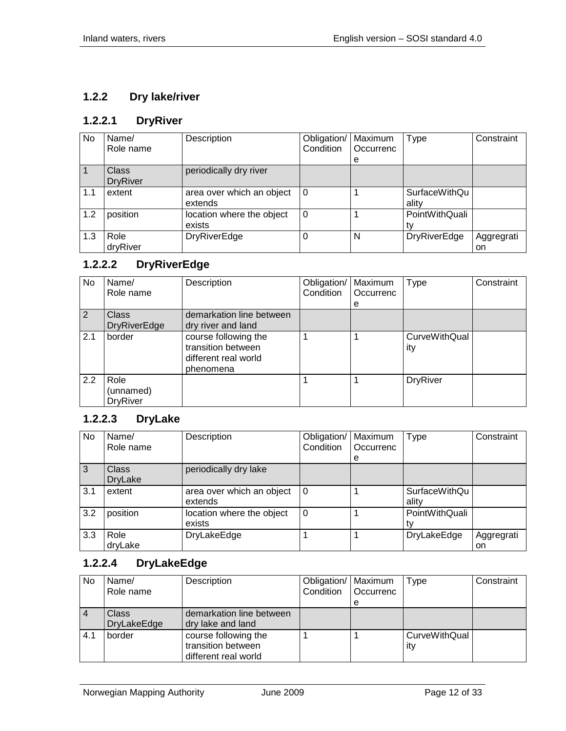### 1.2.2 Dry lake/river

#### 1.2.2.1 DryRiver

| No | Name/ Role name | Description | Obligation/ Condition | Maximum Occurrence | Type | Constraint |
|---|---|---|---|---|---|---|
| 1 | Class DryRiver | periodically dry river | | | | |
| 1.1 | extent | area over which an object extends | 0 | 1 | SurfaceWithQuality | |
| 1.2 | position | location where the object exists | 0 | 1 | PointWithQuality | |
| 1.3 | Role dryRiver | DryRiverEdge | 0 | N | DryRiverEdge | Aggregration |

#### 1.2.2.2 DryRiverEdge

| No | Name/ Role name | Description | Obligation/ Condition | Maximum Occurrence | Type | Constraint |
|---|---|---|---|---|---|---|
| 2 | Class DryRiverEdge | demarkation line between dry river and land | | | | |
| 2.1 | border | course following the transition between different real world phenomena | 1 | 1 | CurveWithQuality | |
| 2.2 | Role (unnamed) DryRiver | | 1 | 1 | DryRiver | |

#### 1.2.2.3 DryLake

| No | Name/ Role name | Description | Obligation/ Condition | Maximum Occurrence | Type | Constraint |
|---|---|---|---|---|---|---|
| 3 | Class DryLake | periodically dry lake | | | | |
| 3.1 | extent | area over which an object extends | 0 | 1 | SurfaceWithQuality | |
| 3.2 | position | location where the object exists | 0 | 1 | PointWithQuality | |
| 3.3 | Role dryLake | DryLakeEdge | 1 | 1 | DryLakeEdge | Aggregration |

#### 1.2.2.4 DryLakeEdge

| No | Name/ Role name | Description | Obligation/ Condition | Maximum Occurrence | Type | Constraint |
|---|---|---|---|---|---|---|
| 4 | Class DryLakeEdge | demarkation line between dry lake and land | | | | |
| 4.1 | border | course following the transition between different real world | 1 | 1 | CurveWithQuality | |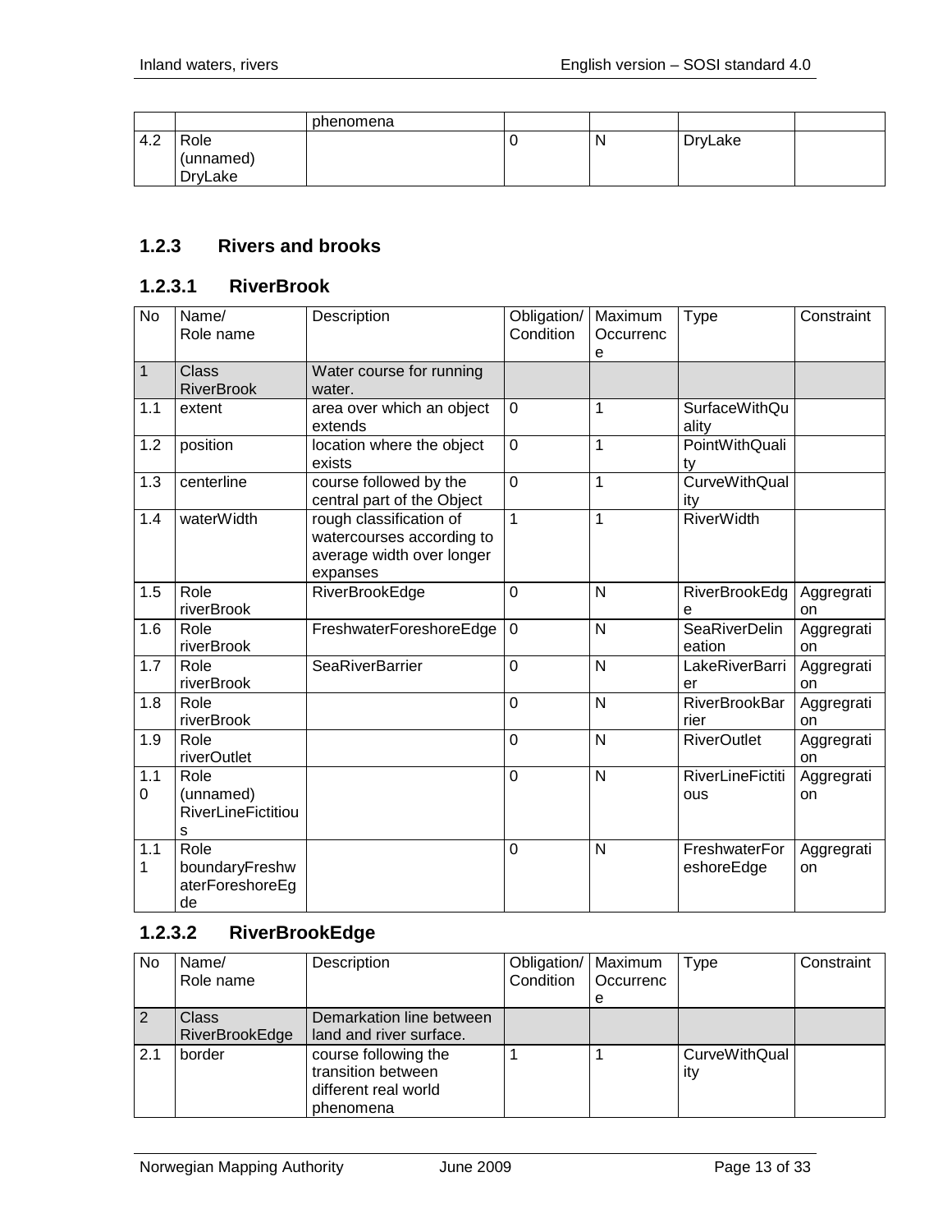| | | phenomena | | | | |
|---|---|---|---|---|---|---|
| 4.2 | Role (unnamed) DryLake | | 0 | N | DryLake | |

### 1.2.3 Rivers and brooks

#### 1.2.3.1 RiverBrook

| No | Name/ Role name | Description | Obligation/ Condition | Maximum Occurrence | Type | Constraint |
|---|---|---|---|---|---|---|
| 1 | Class RiverBrook | Water course for running water. | | | | |
| 1.1 | extent | area over which an object extends | 0 | 1 | SurfaceWithQuality | |
| 1.2 | position | location where the object exists | 0 | 1 | PointWithQuality | |
| 1.3 | centerline | course followed by the central part of the Object | 0 | 1 | CurveWithQuality | |
| 1.4 | waterWidth | rough classification of watercourses according to average width over longer expanses | 1 | 1 | RiverWidth | |
| 1.5 | Role riverBrook | RiverBrookEdge | 0 | N | RiverBrookEdge | Aggregration |
| 1.6 | Role riverBrook | FreshwaterForeshoreEdge | 0 | N | SeaRiverDelineation | Aggregration |
| 1.7 | Role riverBrook | SeaRiverBarrier | 0 | N | LakeRiverBarrier | Aggregration |
| 1.8 | Role riverBrook | | 0 | N | RiverBrookBarrier | Aggregration |
| 1.9 | Role riverOutlet | | 0 | N | RiverOutlet | Aggregration |
| 1.10 | Role (unnamed) RiverLineFictitious | | 0 | N | RiverLineFictitious | Aggregration |
| 1.11 | Role boundaryFreshwaterForeshoreEdge | | 0 | N | FreshwaterForeshoreEdge | Aggregration |

#### 1.2.3.2 RiverBrookEdge

| No | Name/ Role name | Description | Obligation/ Condition | Maximum Occurrence | Type | Constraint |
|---|---|---|---|---|---|---|
| 2 | Class RiverBrookEdge | Demarkation line between land and river surface. | | | | |
| 2.1 | border | course following the transition between different real world phenomena | 1 | 1 | CurveWithQuality | |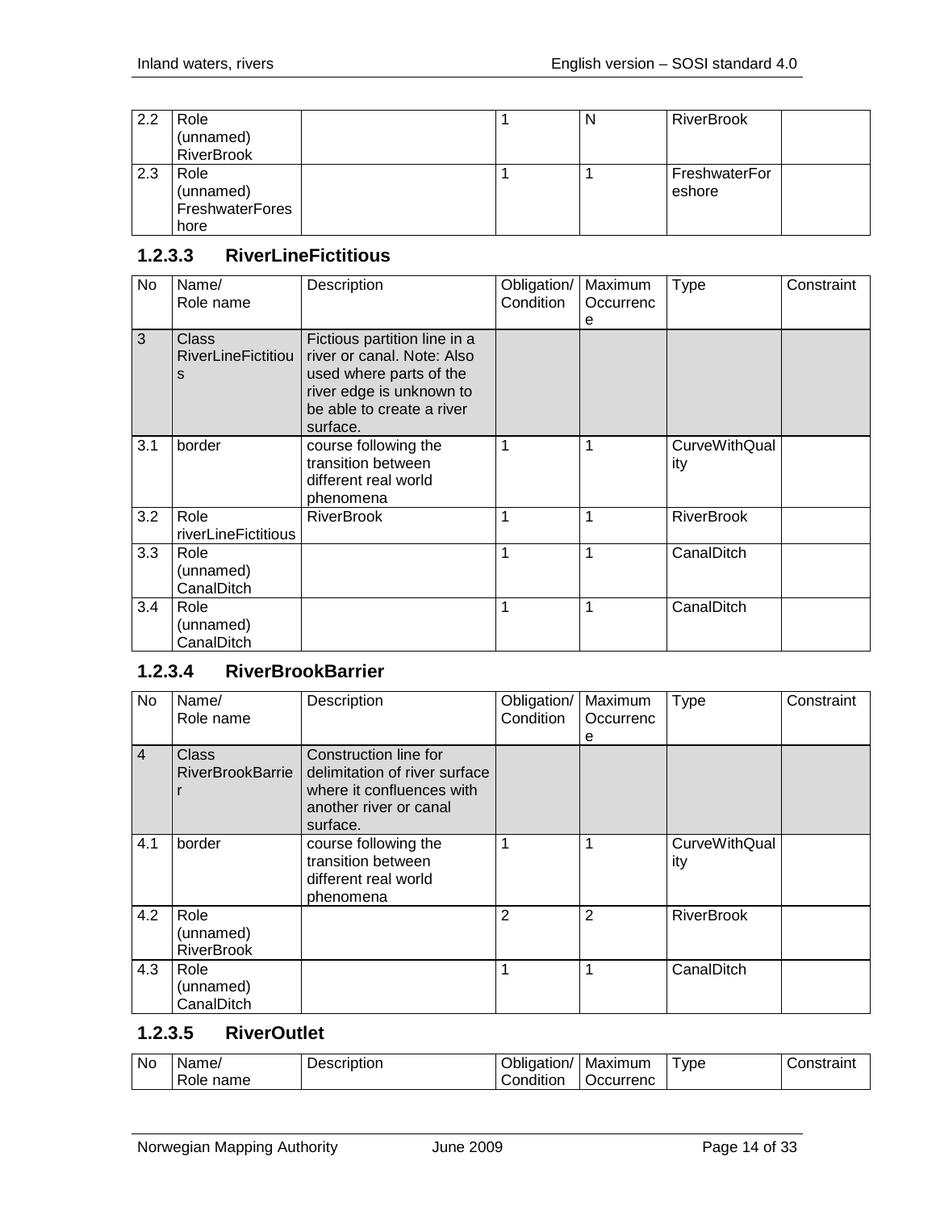| No | Name/ Role name | Description | Obligation/ Condition | Maximum Occurrence | Type | Constraint |
|---|---|---|---|---|---|---|
| 2.2 | Role (unnamed) RiverBrook | | 1 | N | RiverBrook | |
| 2.3 | Role (unnamed) FreshwaterForeshore | | 1 | 1 | FreshwaterForeshore | |

### 1.2.3.3 RiverLineFictitious

| No | Name/ Role name | Description | Obligation/ Condition | Maximum Occurrence | Type | Constraint |
|---|---|---|---|---|---|---|
| 3 | Class RiverLineFictitious | Fictious partition line in a river or canal. Note: Also used where parts of the river edge is unknown to be able to create a river surface. | | | | |
| 3.1 | border | course following the transition between different real world phenomena | 1 | 1 | CurveWithQuality | |
| 3.2 | Role riverLineFictitious | RiverBrook | 1 | 1 | RiverBrook | |
| 3.3 | Role (unnamed) CanalDitch | | 1 | 1 | CanalDitch | |
| 3.4 | Role (unnamed) CanalDitch | | 1 | 1 | CanalDitch | |

### 1.2.3.4 RiverBrookBarrier

| No | Name/ Role name | Description | Obligation/ Condition | Maximum Occurrence | Type | Constraint |
|---|---|---|---|---|---|---|
| 4 | Class RiverBrookBarrier | Construction line for delimitation of river surface where it confluences with another river or canal surface. | | | | |
| 4.1 | border | course following the transition between different real world phenomena | 1 | 1 | CurveWithQuality | |
| 4.2 | Role (unnamed) RiverBrook | | 2 | 2 | RiverBrook | |
| 4.3 | Role (unnamed) CanalDitch | | 1 | 1 | CanalDitch | |

### 1.2.3.5 RiverOutlet

| No | Name/ Role name | Description | Obligation/ Condition | Maximum Occurrenc | Type | Constraint |
|---|---|---|---|---|---|---|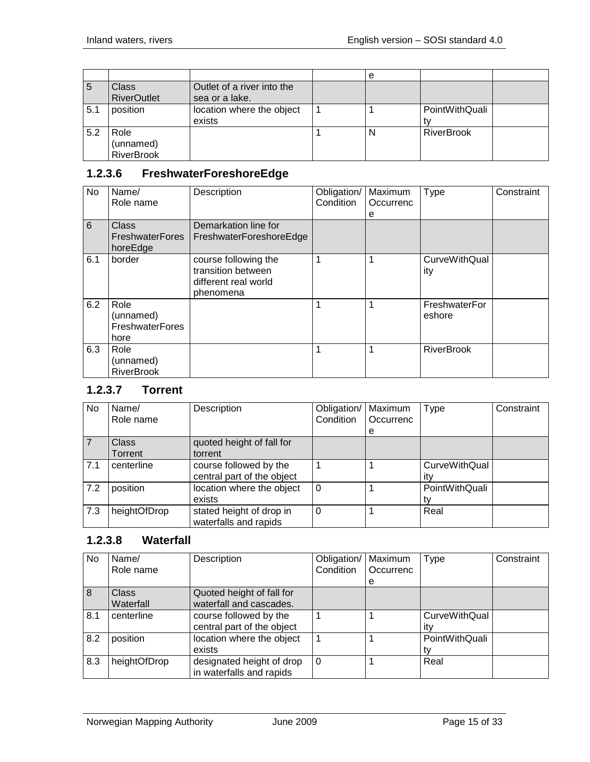| | | | | e | | |
|---|---|---|---|---|---|---|
| 5 | Class RiverOutlet | Outlet of a river into the sea or a lake. | | | | |
| 5.1 | position | location where the object exists | 1 | 1 | PointWithQuality | |
| 5.2 | Role (unnamed) RiverBrook | | 1 | N | RiverBrook | |

### 1.2.3.6 FreshwaterForeshoreEdge

| No | Name/ Role name | Description | Obligation/ Condition | Maximum Occurrence | Type | Constraint |
|---|---|---|---|---|---|---|
| 6 | Class FreshwaterForeshoreEdge | Demarkation line for FreshwaterForeshoreEdge | | | | |
| 6.1 | border | course following the transition between different real world phenomena | 1 | 1 | CurveWithQuality | |
| 6.2 | Role (unnamed) FreshwaterForeshore | | 1 | 1 | FreshwaterForeshore | |
| 6.3 | Role (unnamed) RiverBrook | | 1 | 1 | RiverBrook | |

### 1.2.3.7 Torrent

| No | Name/ Role name | Description | Obligation/ Condition | Maximum Occurrence | Type | Constraint |
|---|---|---|---|---|---|---|
| 7 | Class Torrent | quoted height of fall for torrent | | | | |
| 7.1 | centerline | course followed by the central part of the object | 1 | 1 | CurveWithQuality | |
| 7.2 | position | location where the object exists | 0 | 1 | PointWithQuality | |
| 7.3 | heightOfDrop | stated height of drop in waterfalls and rapids | 0 | 1 | Real | |

### 1.2.3.8 Waterfall

| No | Name/ Role name | Description | Obligation/ Condition | Maximum Occurrence | Type | Constraint |
|---|---|---|---|---|---|---|
| 8 | Class Waterfall | Quoted height of fall for waterfall and cascades. | | | | |
| 8.1 | centerline | course followed by the central part of the object | 1 | 1 | CurveWithQuality | |
| 8.2 | position | location where the object exists | 1 | 1 | PointWithQuality | |
| 8.3 | heightOfDrop | designated height of drop in waterfalls and rapids | 0 | 1 | Real | |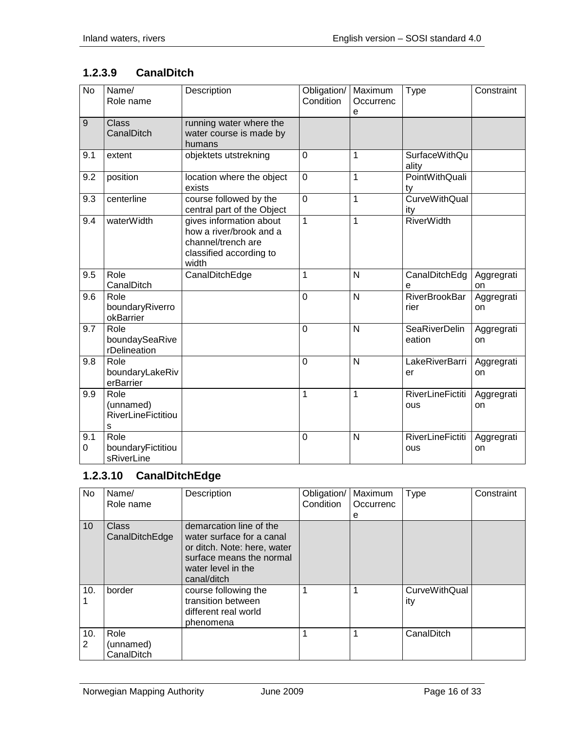### 1.2.3.9 CanalDitch

| No | Name/<br>Role name | Description | Obligation/<br>Condition | Maximum<br>Occurrence | Type | Constraint |
|---|---|---|---|---|---|---|
| 9 | Class<br>CanalDitch | running water where the water course is made by humans | | | | |
| 9.1 | extent | objektets utstrekning | 0 | 1 | SurfaceWithQuality | |
| 9.2 | position | location where the object exists | 0 | 1 | PointWithQuality | |
| 9.3 | centerline | course followed by the central part of the Object | 0 | 1 | CurveWithQuality | |
| 9.4 | waterWidth | gives information about how a river/brook and a channel/trench are classified according to width | 1 | 1 | RiverWidth | |
| 9.5 | Role<br>CanalDitch | CanalDitchEdge | 1 | N | CanalDitchEdge | Aggregration |
| 9.6 | Role<br>boundaryRiverrookBarrier | | 0 | N | RiverBrookBarrier | Aggregration |
| 9.7 | Role<br>boundaySeaRiverDelineation | | 0 | N | SeaRiverDelineation | Aggregration |
| 9.8 | Role<br>boundaryLakeRiverBarrier | | 0 | N | LakeRiverBarrier | Aggregration |
| 9.9 | Role<br>(unnamed)<br>RiverLineFictitious | | 1 | 1 | RiverLineFictitious | Aggregration |
| 9.10 | Role<br>boundaryFictitiousRiverLine | | 0 | N | RiverLineFictitious | Aggregration |

### 1.2.3.10 CanalDitchEdge

| No | Name/<br>Role name | Description | Obligation/<br>Condition | Maximum<br>Occurrence | Type | Constraint |
|---|---|---|---|---|---|---|
| 10 | Class<br>CanalDitchEdge | demarcation line of the water surface for a canal or ditch. Note: here, water surface means the normal water level in the canal/ditch | | | | |
| 10.1 | border | course following the transition between different real world phenomena | 1 | 1 | CurveWithQuality | |
| 10.2 | Role<br>(unnamed)<br>CanalDitch | | 1 | 1 | CanalDitch | |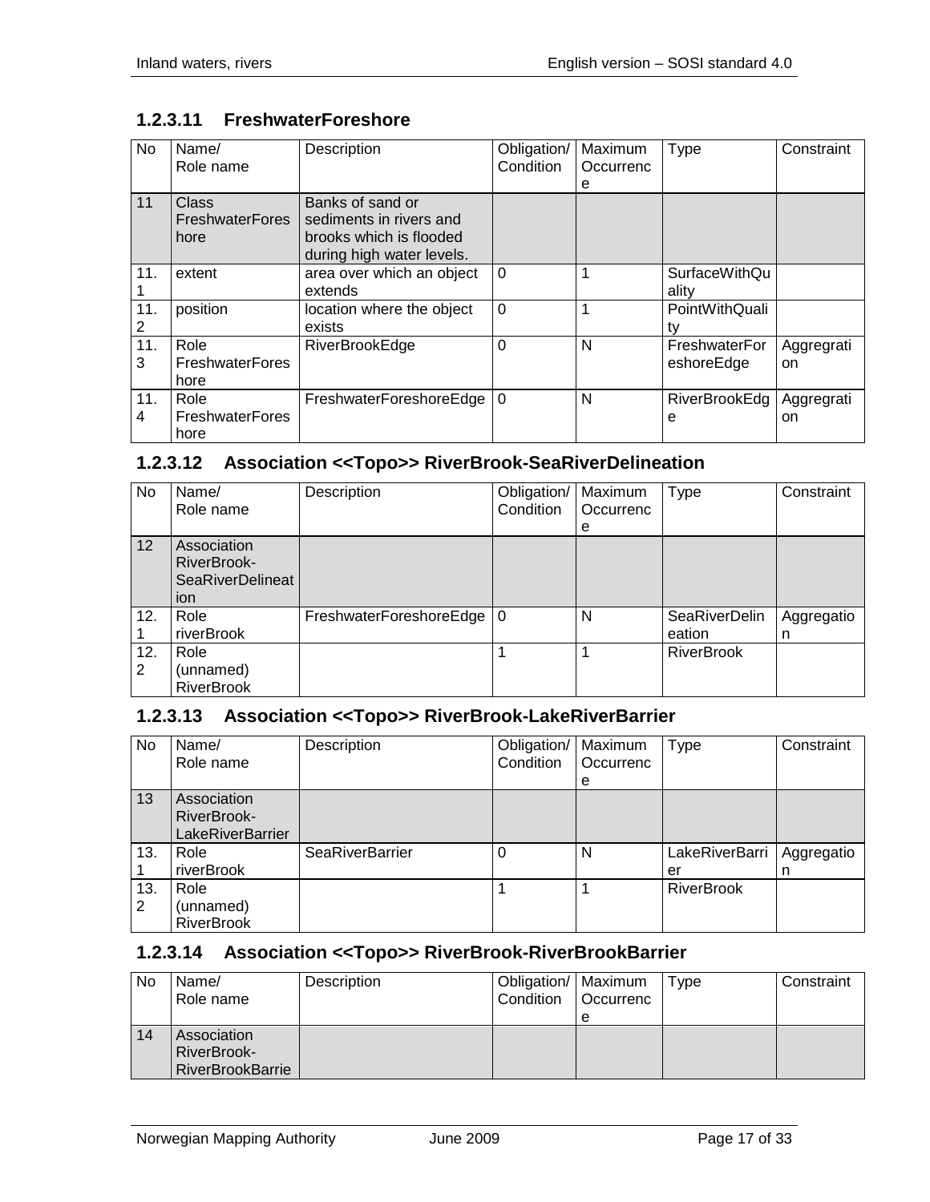### 1.2.3.11 FreshwaterForeshore

| No | Name/ Role name | Description | Obligation/ Condition | Maximum Occurrence | Type | Constraint |
|---|---|---|---|---|---|---|
| 11 | Class FreshwaterForeshore | Banks of sand or sediments in rivers and brooks which is flooded during high water levels. | | | | |
| 11.1 | extent | area over which an object extends | 0 | 1 | SurfaceWithQuality | |
| 11.2 | position | location where the object exists | 0 | 1 | PointWithQuality | |
| 11.3 | Role FreshwaterForeshore | RiverBrookEdge | 0 | N | FreshwaterForeshoreEdge | Aggregration |
| 11.4 | Role FreshwaterForeshore | FreshwaterForeshoreEdge | 0 | N | RiverBrookEdge | Aggregration |

### 1.2.3.12 Association <<Topo>> RiverBrook-SeaRiverDelineation

| No | Name/ Role name | Description | Obligation/ Condition | Maximum Occurrence | Type | Constraint |
|---|---|---|---|---|---|---|
| 12 | Association RiverBrook-SeaRiverDelineation | | | | | |
| 12.1 | Role riverBrook | FreshwaterForeshoreEdge | 0 | N | SeaRiverDelineation | Aggregation |
| 12.2 | Role (unnamed) RiverBrook | | 1 | 1 | RiverBrook | |

### 1.2.3.13 Association <<Topo>> RiverBrook-LakeRiverBarrier

| No | Name/ Role name | Description | Obligation/ Condition | Maximum Occurrence | Type | Constraint |
|---|---|---|---|---|---|---|
| 13 | Association RiverBrook-LakeRiverBarrier | | | | | |
| 13.1 | Role riverBrook | SeaRiverBarrier | 0 | N | LakeRiverBarrier | Aggregation |
| 13.2 | Role (unnamed) RiverBrook | | 1 | 1 | RiverBrook | |

### 1.2.3.14 Association <<Topo>> RiverBrook-RiverBrookBarrier

| No | Name/ Role name | Description | Obligation/ Condition | Maximum Occurrence | Type | Constraint |
|---|---|---|---|---|---|---|
| 14 | Association RiverBrook-RiverBrookBarrie | | | | | |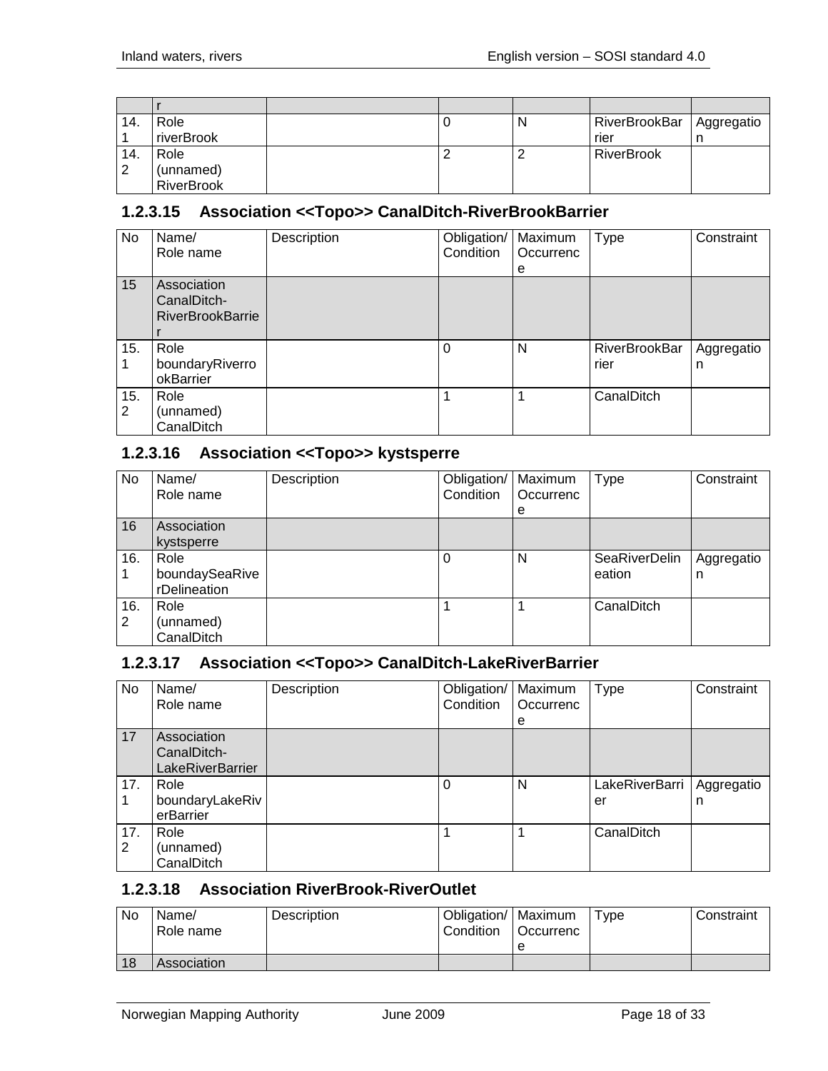| | r | | | | | |
|---|---|---|---|---|---|---|
| 14.1 | Role riverBrook | | 0 | N | RiverBrookBarrier | Aggregation |
| 14.2 | Role (unnamed) RiverBrook | | 2 | 2 | RiverBrook | |

### 1.2.3.15 Association <<Topo>> CanalDitch-RiverBrookBarrier

| No | Name/ Role name | Description | Obligation/ Condition | Maximum Occurrence | Type | Constraint |
|---|---|---|---|---|---|---|
| 15 | Association CanalDitch-RiverBrookBarrier | | | | | |
| 15.1 | Role boundaryRiverrookBarrier | | 0 | N | RiverBrookBarrier | Aggregation |
| 15.2 | Role (unnamed) CanalDitch | | 1 | 1 | CanalDitch | |

### 1.2.3.16 Association <<Topo>> kystsperre

| No | Name/ Role name | Description | Obligation/ Condition | Maximum Occurrence | Type | Constraint |
|---|---|---|---|---|---|---|
| 16 | Association kystsperre | | | | | |
| 16.1 | Role boundaySeaRiverDelineation | | 0 | N | SeaRiverDelineation | Aggregation |
| 16.2 | Role (unnamed) CanalDitch | | 1 | 1 | CanalDitch | |

### 1.2.3.17 Association <<Topo>> CanalDitch-LakeRiverBarrier

| No | Name/ Role name | Description | Obligation/ Condition | Maximum Occurrence | Type | Constraint |
|---|---|---|---|---|---|---|
| 17 | Association CanalDitch-LakeRiverBarrier | | | | | |
| 17.1 | Role boundaryLakeRiverBarrier | | 0 | N | LakeRiverBarrier | Aggregation |
| 17.2 | Role (unnamed) CanalDitch | | 1 | 1 | CanalDitch | |

### 1.2.3.18 Association RiverBrook-RiverOutlet

| No | Name/ Role name | Description | Obligation/ Condition | Maximum Occurrence | Type | Constraint |
|---|---|---|---|---|---|---|
| 18 | Association | | | | | |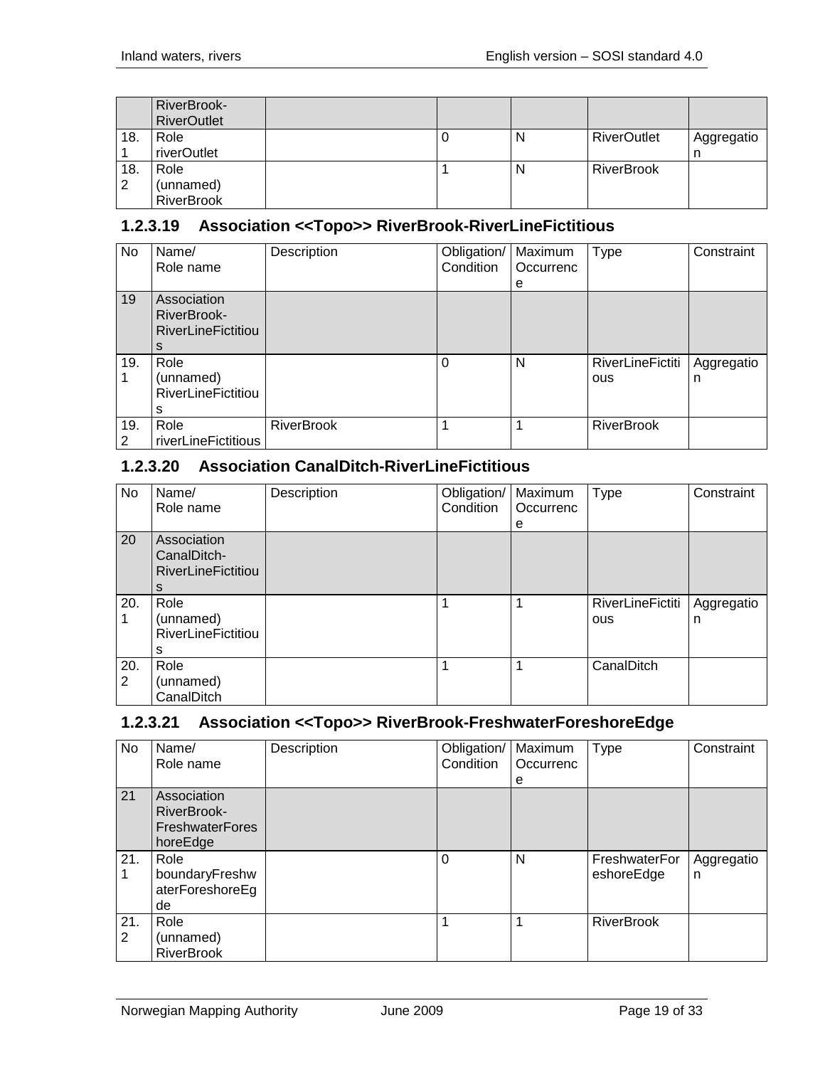| | RiverBrook-RiverOutlet | | | | | |
|---|---|---|---|---|---|---|
| 18.1 | Role riverOutlet | | 0 | N | RiverOutlet | Aggregation |
| 18.2 | Role (unnamed) RiverBrook | | 1 | N | RiverBrook | |

### 1.2.3.19 Association <<Topo>> RiverBrook-RiverLineFictitious

| No | Name/ Role name | Description | Obligation/ Condition | Maximum Occurrence | Type | Constraint |
|---|---|---|---|---|---|---|
| 19 | Association RiverBrook-RiverLineFictitious | | | | | |
| 19.1 | Role (unnamed) RiverLineFictitious | | 0 | N | RiverLineFictitious | Aggregation |
| 19.2 | Role riverLineFictitious | RiverBrook | 1 | 1 | RiverBrook | |

### 1.2.3.20 Association CanalDitch-RiverLineFictitious

| No | Name/ Role name | Description | Obligation/ Condition | Maximum Occurrence | Type | Constraint |
|---|---|---|---|---|---|---|
| 20 | Association CanalDitch-RiverLineFictitious | | | | | |
| 20.1 | Role (unnamed) RiverLineFictitious | | 1 | 1 | RiverLineFictitious | Aggregation |
| 20.2 | Role (unnamed) CanalDitch | | 1 | 1 | CanalDitch | |

### 1.2.3.21 Association <<Topo>> RiverBrook-FreshwaterForeshoreEdge

| No | Name/ Role name | Description | Obligation/ Condition | Maximum Occurrence | Type | Constraint |
|---|---|---|---|---|---|---|
| 21 | Association RiverBrook-FreshwaterForeshoreEdge | | | | | |
| 21.1 | Role boundaryFreshwaterForeshoreEdge | | 0 | N | FreshwaterForeshoreEdge | Aggregation |
| 21.2 | Role (unnamed) RiverBrook | | 1 | 1 | RiverBrook | |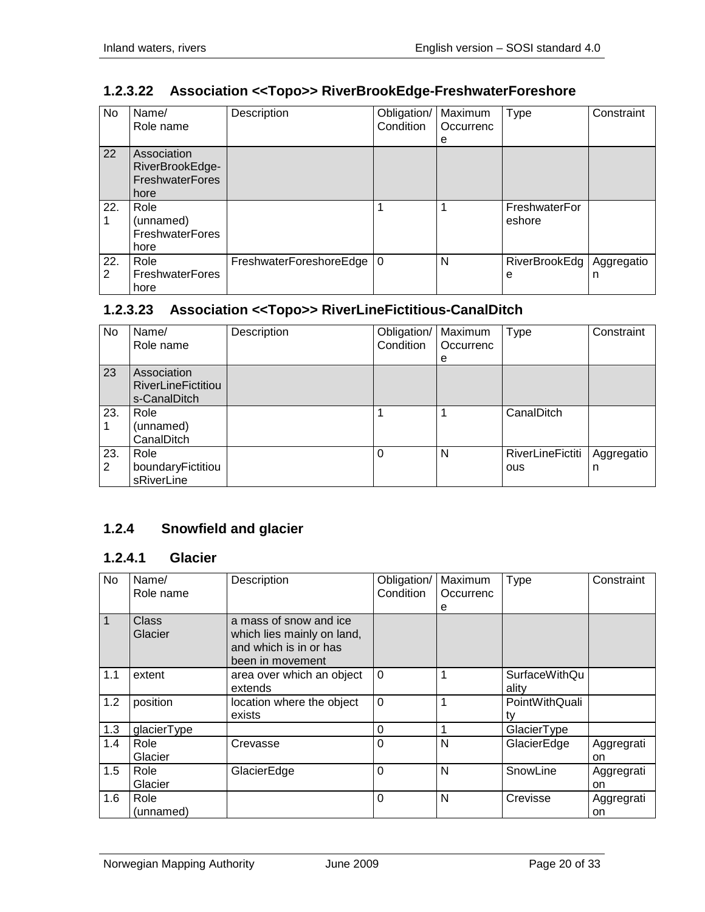### 1.2.3.22 Association <<Topo>> RiverBrookEdge-FreshwaterForeshore

| No | Name/ Role name | Description | Obligation/ Condition | Maximum Occurrence | Type | Constraint |
|---|---|---|---|---|---|---|
| 22 | Association RiverBrookEdge-FreshwaterForeshore | | | | | |
| 22.1 | Role (unnamed) FreshwaterForeshore | | 1 | 1 | FreshwaterForeshore | |
| 22.2 | Role FreshwaterForeshore | FreshwaterForeshoreEdge | 0 | N | RiverBrookEdge | Aggregation |

### 1.2.3.23 Association <<Topo>> RiverLineFictitious-CanalDitch

| No | Name/ Role name | Description | Obligation/ Condition | Maximum Occurrence | Type | Constraint |
|---|---|---|---|---|---|---|
| 23 | Association RiverLineFictitious-CanalDitch | | | | | |
| 23.1 | Role (unnamed) CanalDitch | | 1 | 1 | CanalDitch | |
| 23.2 | Role boundaryFictitiousRiverLine | | 0 | N | RiverLineFictitious | Aggregation |

## 1.2.4 Snowfield and glacier

### 1.2.4.1 Glacier

| No | Name/ Role name | Description | Obligation/ Condition | Maximum Occurrence | Type | Constraint |
|---|---|---|---|---|---|---|
| 1 | Class Glacier | a mass of snow and ice which lies mainly on land, and which is in or has been in movement | | | | |
| 1.1 | extent | area over which an object extends | 0 | 1 | SurfaceWithQuality | |
| 1.2 | position | location where the object exists | 0 | 1 | PointWithQuality | |
| 1.3 | glacierType | | 0 | 1 | GlacierType | |
| 1.4 | Role Glacier | Crevasse | 0 | N | GlacierEdge | Aggregration |
| 1.5 | Role Glacier | GlacierEdge | 0 | N | SnowLine | Aggregration |
| 1.6 | Role (unnamed) | | 0 | N | Crevisse | Aggregration |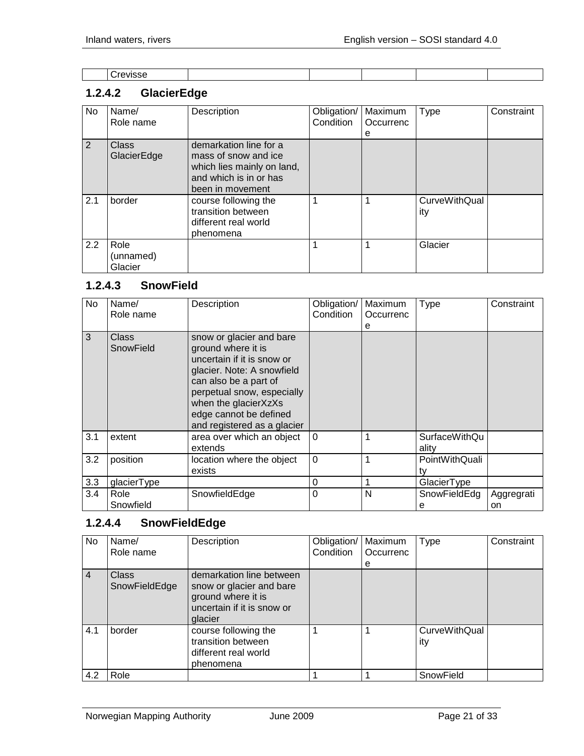|  | Crevisse |  |  |  |  |  |
|---|---|---|---|---|---|---|

### 1.2.4.2 GlacierEdge

| No | Name/ Role name | Description | Obligation/ Condition | Maximum Occurrence | Type | Constraint |
|---|---|---|---|---|---|---|
| 2 | Class GlacierEdge | demarkation line for a mass of snow and ice which lies mainly on land, and which is in or has been in movement |  |  |  |  |
| 2.1 | border | course following the transition between different real world phenomena | 1 | 1 | CurveWithQuality |  |
| 2.2 | Role (unnamed) Glacier |  | 1 | 1 | Glacier |  |

### 1.2.4.3 SnowField

| No | Name/ Role name | Description | Obligation/ Condition | Maximum Occurrence | Type | Constraint |
|---|---|---|---|---|---|---|
| 3 | Class SnowField | snow or glacier and bare ground where it is uncertain if it is snow or glacier. Note: A snowfield can also be a part of perpetual snow, especially when the glacierXzXs edge cannot be defined and registered as a glacier |  |  |  |  |
| 3.1 | extent | area over which an object extends | 0 | 1 | SurfaceWithQuality |  |
| 3.2 | position | location where the object exists | 0 | 1 | PointWithQuality |  |
| 3.3 | glacierType |  | 0 | 1 | GlacierType |  |
| 3.4 | Role Snowfield | SnowfieldEdge | 0 | N | SnowFieldEdge | Aggregation |

### 1.2.4.4 SnowFieldEdge

| No | Name/ Role name | Description | Obligation/ Condition | Maximum Occurrence | Type | Constraint |
|---|---|---|---|---|---|---|
| 4 | Class SnowFieldEdge | demarkation line between snow or glacier and bare ground where it is uncertain if it is snow or glacier |  |  |  |  |
| 4.1 | border | course following the transition between different real world phenomena | 1 | 1 | CurveWithQuality |  |
| 4.2 | Role |  | 1 | 1 | SnowField |  |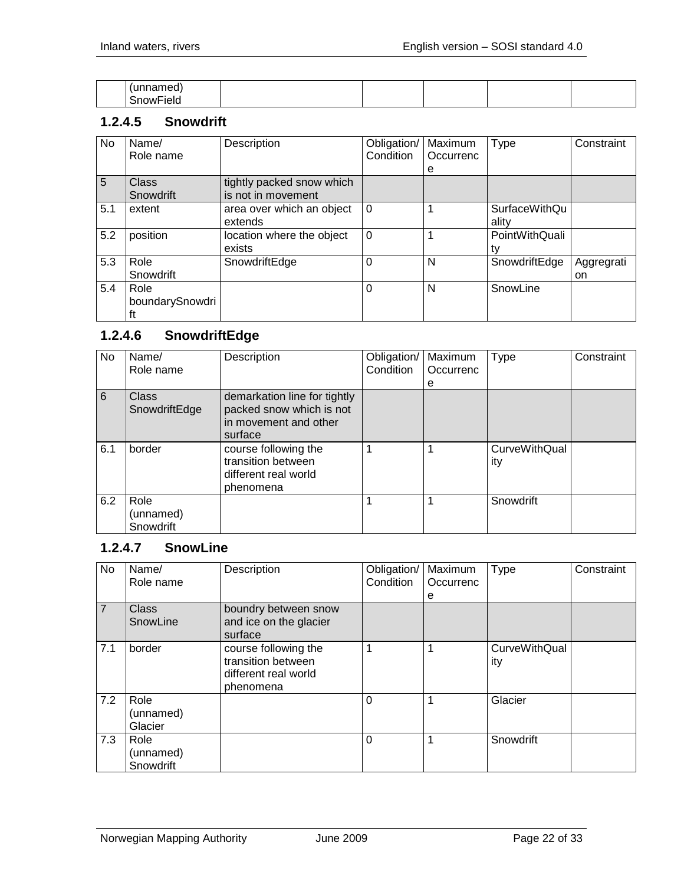| | (unnamed) SnowField | | | | | |
|---|---|---|---|---|---|---|

### 1.2.4.5 Snowdrift

| No | Name/ Role name | Description | Obligation/ Condition | Maximum Occurrence | Type | Constraint |
|---|---|---|---|---|---|---|
| 5 | Class Snowdrift | tightly packed snow which is not in movement | | | | |
| 5.1 | extent | area over which an object extends | 0 | 1 | SurfaceWithQuality | |
| 5.2 | position | location where the object exists | 0 | 1 | PointWithQuality | |
| 5.3 | Role Snowdrift | SnowdriftEdge | 0 | N | SnowdriftEdge | Aggregration |
| 5.4 | Role boundarySnowdrift | | 0 | N | SnowLine | |

### 1.2.4.6 SnowdriftEdge

| No | Name/ Role name | Description | Obligation/ Condition | Maximum Occurrence | Type | Constraint |
|---|---|---|---|---|---|---|
| 6 | Class SnowdriftEdge | demarkation line for tightly packed snow which is not in movement and other surface | | | | |
| 6.1 | border | course following the transition between different real world phenomena | 1 | 1 | CurveWithQuality | |
| 6.2 | Role (unnamed) Snowdrift | | 1 | 1 | Snowdrift | |

### 1.2.4.7 SnowLine

| No | Name/ Role name | Description | Obligation/ Condition | Maximum Occurrence | Type | Constraint |
|---|---|---|---|---|---|---|
| 7 | Class SnowLine | boundry between snow and ice on the glacier surface | | | | |
| 7.1 | border | course following the transition between different real world phenomena | 1 | 1 | CurveWithQuality | |
| 7.2 | Role (unnamed) Glacier | | 0 | 1 | Glacier | |
| 7.3 | Role (unnamed) Snowdrift | | 0 | 1 | Snowdrift | |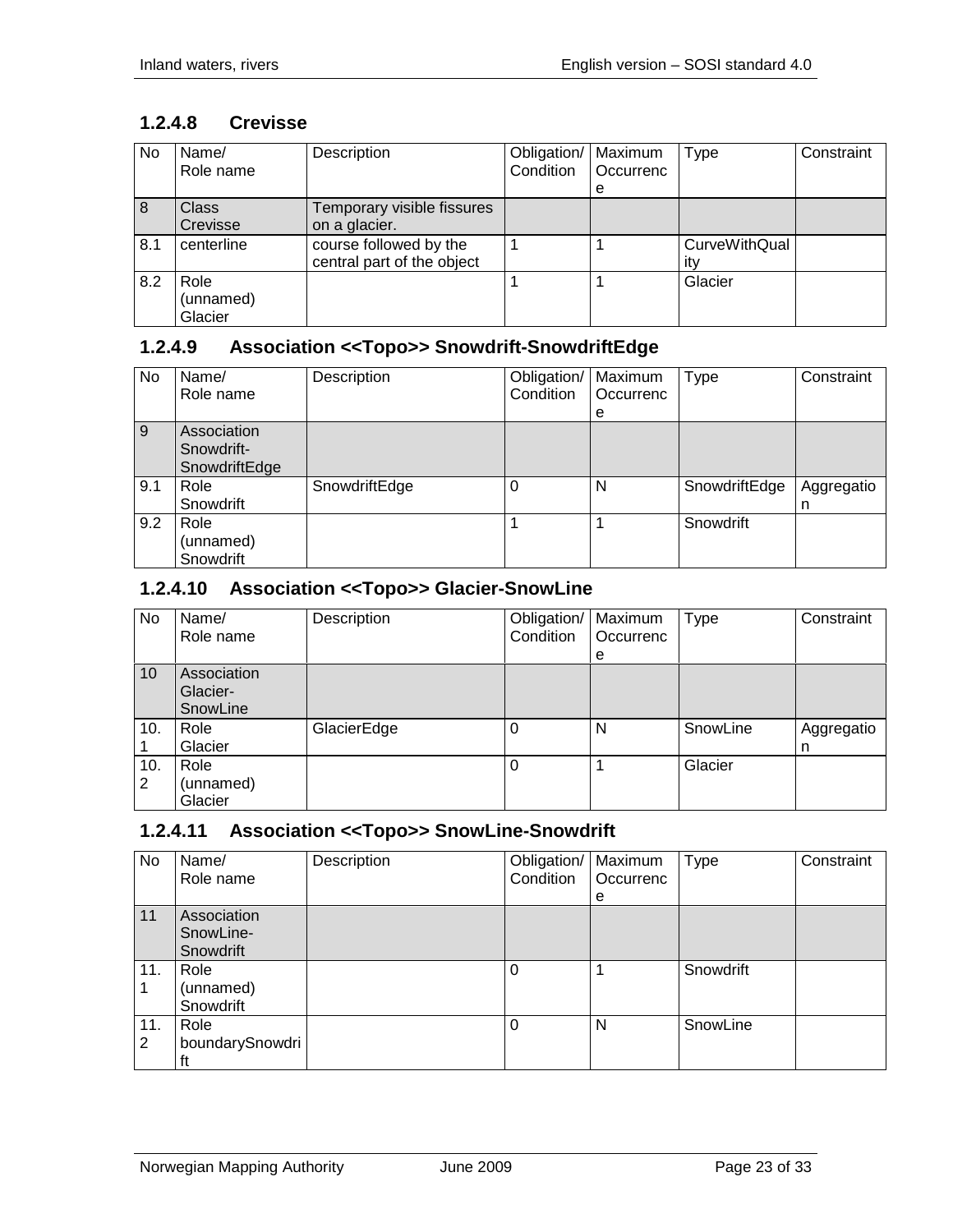### 1.2.4.8 Crevisse

| No | Name/ Role name | Description | Obligation/ Condition | Maximum Occurrence | Type | Constraint |
|---|---|---|---|---|---|---|
| 8 | Class Crevisse | Temporary visible fissures on a glacier. | | | | |
| 8.1 | centerline | course followed by the central part of the object | 1 | 1 | CurveWithQuality | |
| 8.2 | Role (unnamed) Glacier | | 1 | 1 | Glacier | |

### 1.2.4.9 Association <<Topo>> Snowdrift-SnowdriftEdge

| No | Name/ Role name | Description | Obligation/ Condition | Maximum Occurrence | Type | Constraint |
|---|---|---|---|---|---|---|
| 9 | Association Snowdrift-SnowdriftEdge | | | | | |
| 9.1 | Role Snowdrift | SnowdriftEdge | 0 | N | SnowdriftEdge | Aggregation |
| 9.2 | Role (unnamed) Snowdrift | | 1 | 1 | Snowdrift | |

### 1.2.4.10 Association <<Topo>> Glacier-SnowLine

| No | Name/ Role name | Description | Obligation/ Condition | Maximum Occurrence | Type | Constraint |
|---|---|---|---|---|---|---|
| 10 | Association Glacier-SnowLine | | | | | |
| 10.1 | Role Glacier | GlacierEdge | 0 | N | SnowLine | Aggregation |
| 10.2 | Role (unnamed) Glacier | | 0 | 1 | Glacier | |

### 1.2.4.11 Association <<Topo>> SnowLine-Snowdrift

| No | Name/ Role name | Description | Obligation/ Condition | Maximum Occurrence | Type | Constraint |
|---|---|---|---|---|---|---|
| 11 | Association SnowLine-Snowdrift | | | | | |
| 11.1 | Role (unnamed) Snowdrift | | 0 | 1 | Snowdrift | |
| 11.2 | Role boundarySnowdrift | | 0 | N | SnowLine | |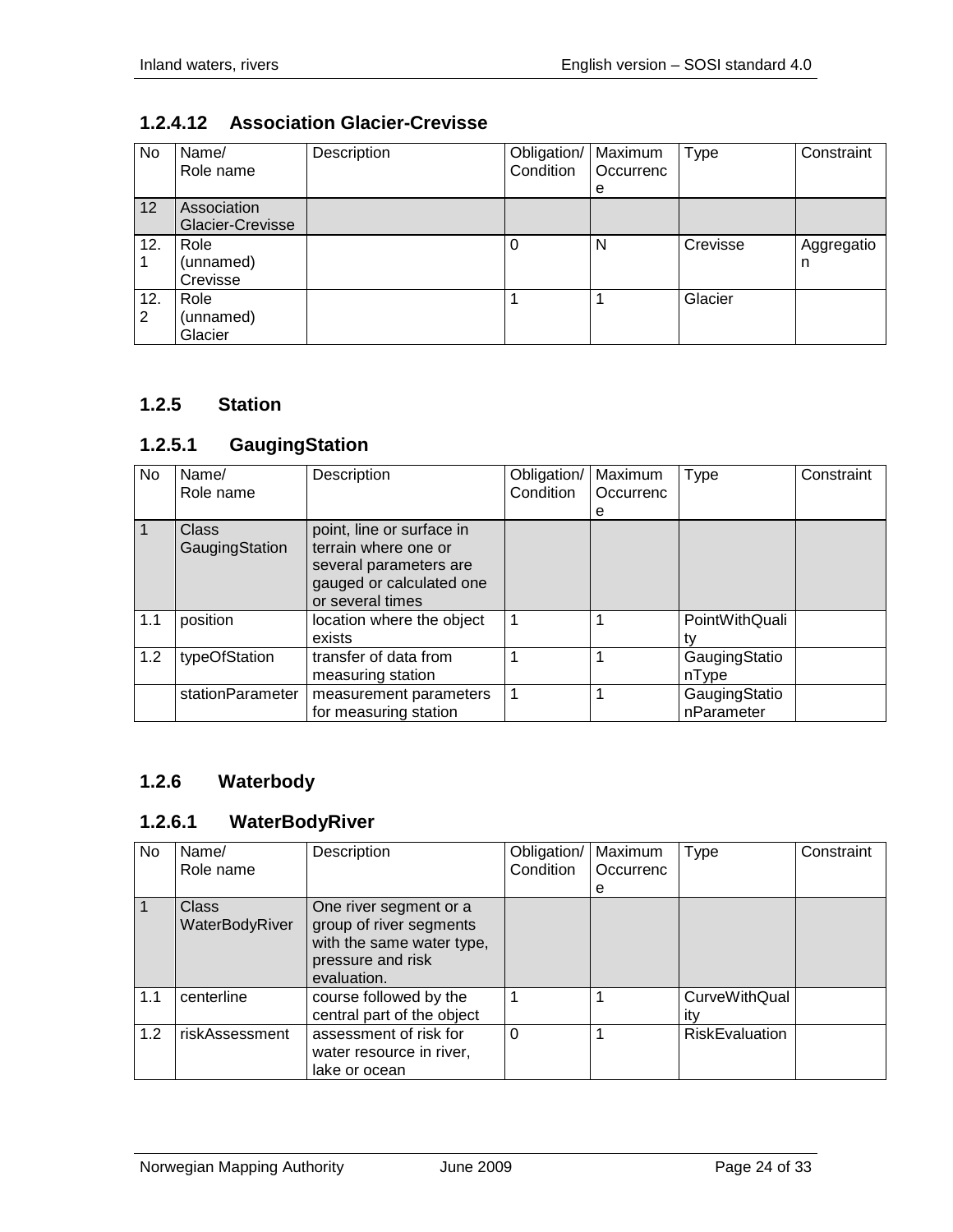### 1.2.4.12 Association Glacier-Crevisse

| No | Name/<br>Role name | Description | Obligation/<br>Condition | Maximum<br>Occurrence | Type | Constraint |
|---|---|---|---|---|---|---|
| 12 | Association Glacier-Crevisse | | | | | |
| 12.1 | Role (unnamed) Crevisse | | 0 | N | Crevisse | Aggregation |
| 12.2 | Role (unnamed) Glacier | | 1 | 1 | Glacier | |

## 1.2.5 Station

### 1.2.5.1 GaugingStation

| No | Name/<br>Role name | Description | Obligation/<br>Condition | Maximum<br>Occurrence | Type | Constraint |
|---|---|---|---|---|---|---|
| 1 | Class GaugingStation | point, line or surface in terrain where one or several parameters are gauged or calculated one or several times | | | | |
| 1.1 | position | location where the object exists | 1 | 1 | PointWithQuality | |
| 1.2 | typeOfStation | transfer of data from measuring station | 1 | 1 | GaugingStationType | |
| | stationParameter | measurement parameters for measuring station | 1 | 1 | GaugingStationParameter | |

## 1.2.6 Waterbody

### 1.2.6.1 WaterBodyRiver

| No | Name/<br>Role name | Description | Obligation/<br>Condition | Maximum<br>Occurrence | Type | Constraint |
|---|---|---|---|---|---|---|
| 1 | Class WaterBodyRiver | One river segment or a group of river segments with the same water type, pressure and risk evaluation. | | | | |
| 1.1 | centerline | course followed by the central part of the object | 1 | 1 | CurveWithQuality | |
| 1.2 | riskAssessment | assessment of risk for water resource in river, lake or ocean | 0 | 1 | RiskEvaluation | |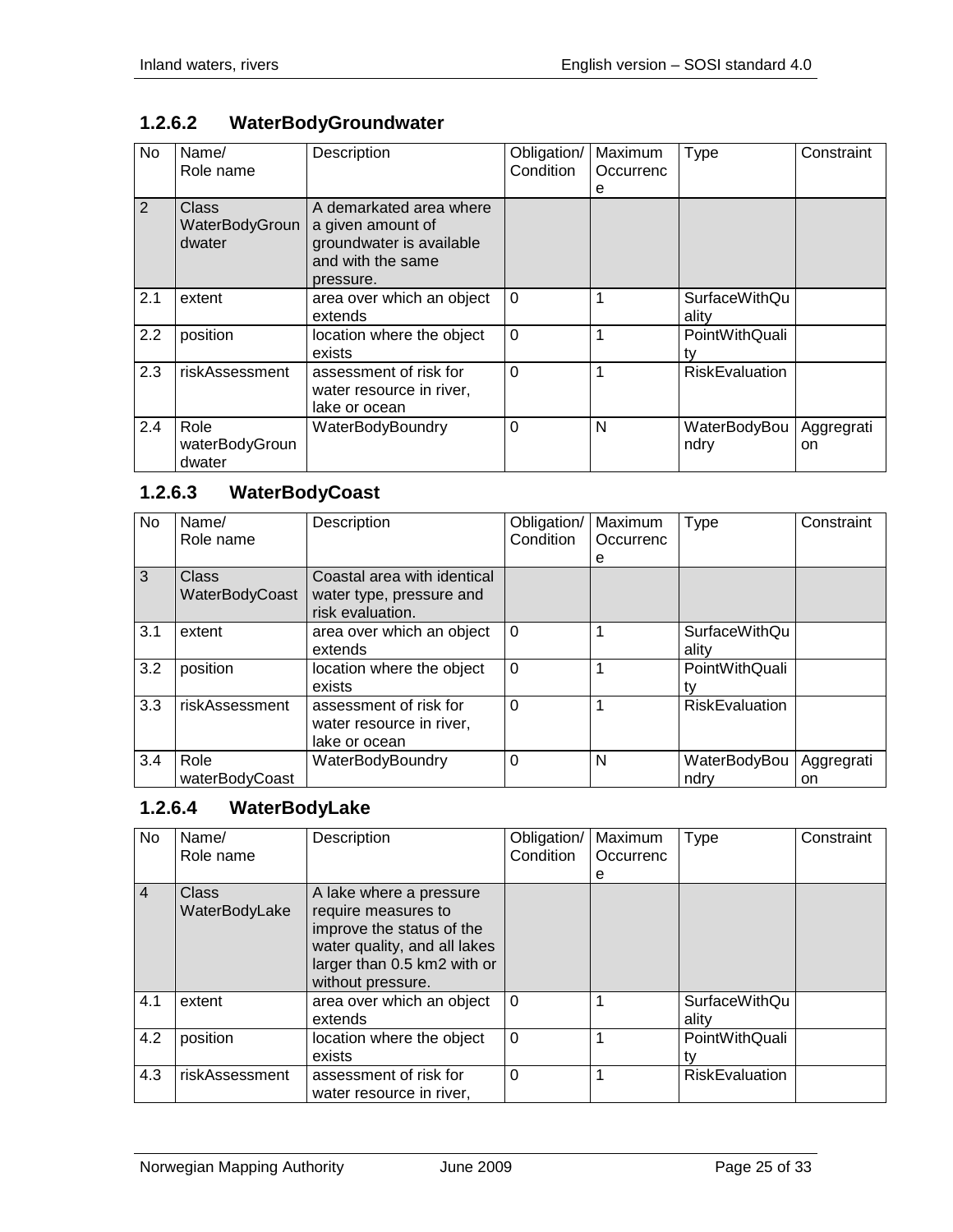### 1.2.6.2 WaterBodyGroundwater

| No | Name/ Role name | Description | Obligation/ Condition | Maximum Occurrence | Type | Constraint |
|---|---|---|---|---|---|---|
| 2 | Class WaterBodyGroundwater | A demarkated area where a given amount of groundwater is available and with the same pressure. | | | | |
| 2.1 | extent | area over which an object extends | 0 | 1 | SurfaceWithQuality | |
| 2.2 | position | location where the object exists | 0 | 1 | PointWithQuality | |
| 2.3 | riskAssessment | assessment of risk for water resource in river, lake or ocean | 0 | 1 | RiskEvaluation | |
| 2.4 | Role waterBodyGroundwater | WaterBodyBoundry | 0 | N | WaterBodyBoundry | Aggregration |

### 1.2.6.3 WaterBodyCoast

| No | Name/ Role name | Description | Obligation/ Condition | Maximum Occurrence | Type | Constraint |
|---|---|---|---|---|---|---|
| 3 | Class WaterBodyCoast | Coastal area with identical water type, pressure and risk evaluation. | | | | |
| 3.1 | extent | area over which an object extends | 0 | 1 | SurfaceWithQuality | |
| 3.2 | position | location where the object exists | 0 | 1 | PointWithQuality | |
| 3.3 | riskAssessment | assessment of risk for water resource in river, lake or ocean | 0 | 1 | RiskEvaluation | |
| 3.4 | Role waterBodyCoast | WaterBodyBoundry | 0 | N | WaterBodyBoundry | Aggregration |

### 1.2.6.4 WaterBodyLake

| No | Name/ Role name | Description | Obligation/ Condition | Maximum Occurrence | Type | Constraint |
|---|---|---|---|---|---|---|
| 4 | Class WaterBodyLake | A lake where a pressure require measures to improve the status of the water quality, and all lakes larger than 0.5 km2 with or without pressure. | | | | |
| 4.1 | extent | area over which an object extends | 0 | 1 | SurfaceWithQuality | |
| 4.2 | position | location where the object exists | 0 | 1 | PointWithQuality | |
| 4.3 | riskAssessment | assessment of risk for water resource in river, | 0 | 1 | RiskEvaluation | |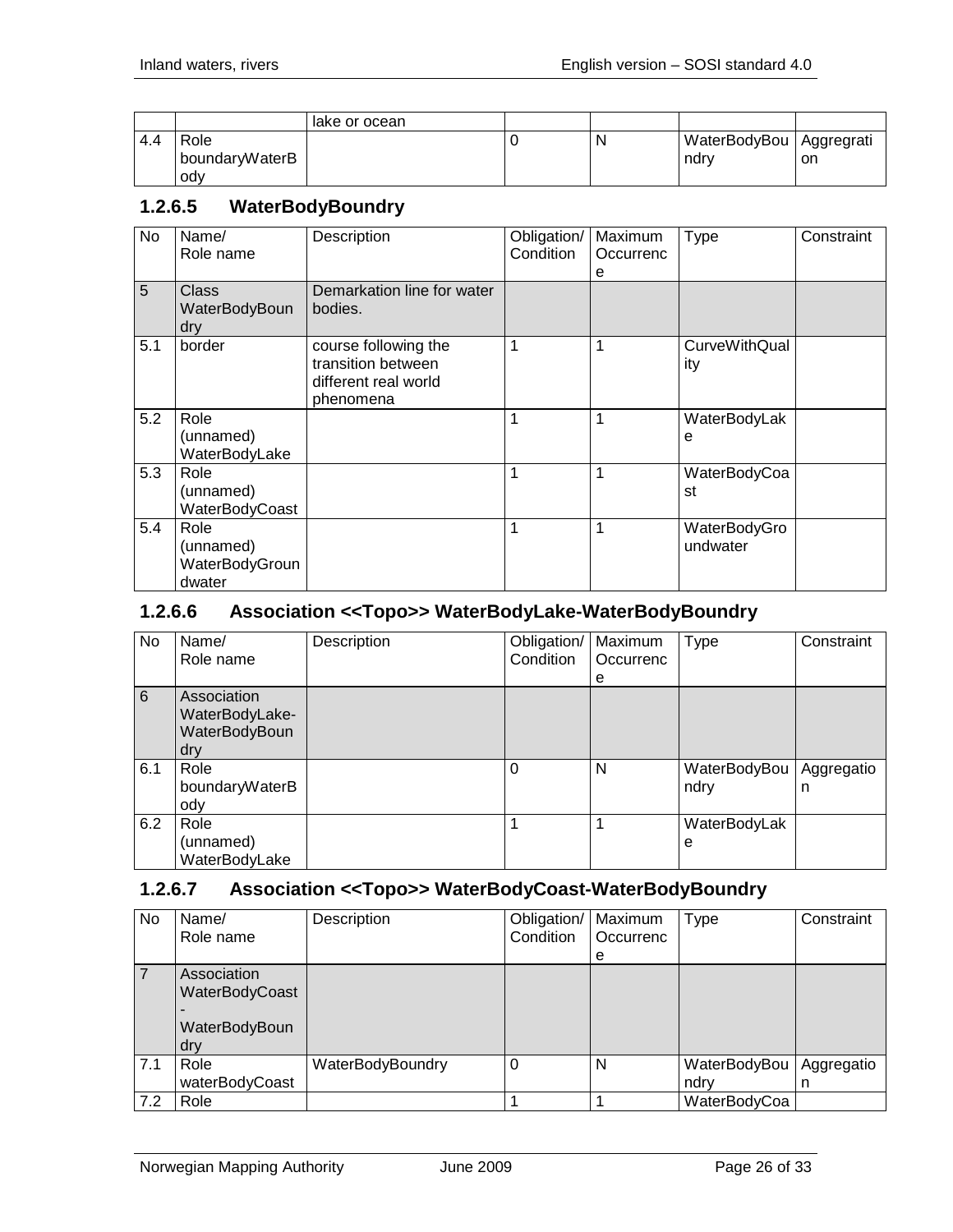| | | lake or ocean | | | | |
|---|---|---|---|---|---|---|
| 4.4 | Role boundaryWaterBody | | 0 | N | WaterBodyBoundry | Aggregration |

### 1.2.6.5 WaterBodyBoundry

| No | Name/ Role name | Description | Obligation/ Condition | Maximum Occurrence | Type | Constraint |
|---|---|---|---|---|---|---|
| 5 | Class WaterBodyBoundry | Demarkation line for water bodies. | | | | |
| 5.1 | border | course following the transition between different real world phenomena | 1 | 1 | CurveWithQuality | |
| 5.2 | Role (unnamed) WaterBodyLake | | 1 | 1 | WaterBodyLake | |
| 5.3 | Role (unnamed) WaterBodyCoast | | 1 | 1 | WaterBodyCoast | |
| 5.4 | Role (unnamed) WaterBodyGroundwater | | 1 | 1 | WaterBodyGroundwater | |

### 1.2.6.6 Association <<Topo>> WaterBodyLake-WaterBodyBoundry

| No | Name/ Role name | Description | Obligation/ Condition | Maximum Occurrence | Type | Constraint |
|---|---|---|---|---|---|---|
| 6 | Association WaterBodyLake-WaterBodyBoundry | | | | | |
| 6.1 | Role boundaryWaterBody | | 0 | N | WaterBodyBoundry | Aggregation |
| 6.2 | Role (unnamed) WaterBodyLake | | 1 | 1 | WaterBodyLake | |

### 1.2.6.7 Association <<Topo>> WaterBodyCoast-WaterBodyBoundry

| No | Name/ Role name | Description | Obligation/ Condition | Maximum Occurrence | Type | Constraint |
|---|---|---|---|---|---|---|
| 7 | Association WaterBodyCoast - WaterBodyBoundry | | | | | |
| 7.1 | Role waterBodyCoast | WaterBodyBoundry | 0 | N | WaterBodyBoundry | Aggregation |
| 7.2 | Role | | 1 | 1 | WaterBodyCoa | |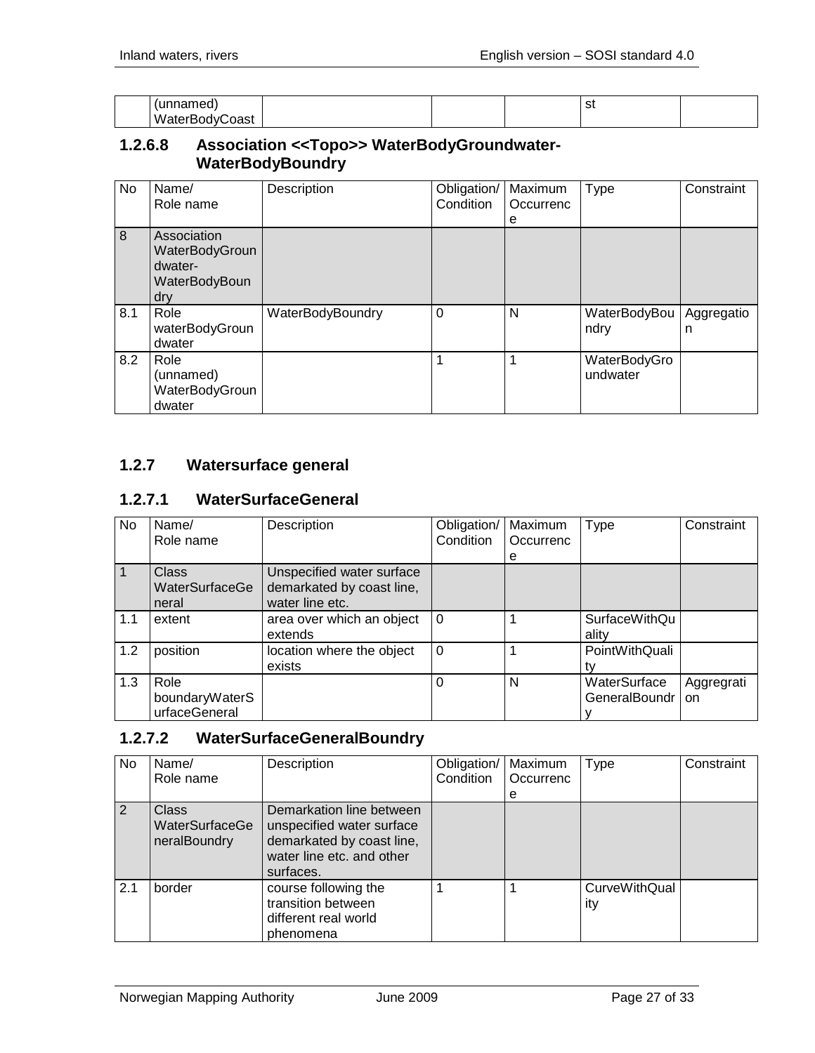| | (unnamed) WaterBodyCoast | | | | st | |
|---|---|---|---|---|---|---|

### 1.2.6.8 Association <<Topo>> WaterBodyGroundwater-WaterBodyBoundry

| No | Name/ Role name | Description | Obligation/ Condition | Maximum Occurrence | Type | Constraint |
|---|---|---|---|---|---|---|
| 8 | Association WaterBodyGroundwater-WaterBodyBoundry | | | | | |
| 8.1 | Role waterBodyGroundwater | WaterBodyBoundry | 0 | N | WaterBodyBoundry | Aggregation |
| 8.2 | Role (unnamed) WaterBodyGroundwater | | 1 | 1 | WaterBodyGroundwater | |

## 1.2.7 Watersurface general

### 1.2.7.1 WaterSurfaceGeneral

| No | Name/ Role name | Description | Obligation/ Condition | Maximum Occurrence | Type | Constraint |
|---|---|---|---|---|---|---|
| 1 | Class WaterSurfaceGeneral | Unspecified water surface demarkated by coast line, water line etc. | | | | |
| 1.1 | extent | area over which an object extends | 0 | 1 | SurfaceWithQuality | |
| 1.2 | position | location where the object exists | 0 | 1 | PointWithQuality | |
| 1.3 | Role boundaryWaterSurfaceGeneral | | 0 | N | WaterSurface GeneralBoundry | Aggregration |

### 1.2.7.2 WaterSurfaceGeneralBoundry

| No | Name/ Role name | Description | Obligation/ Condition | Maximum Occurrence | Type | Constraint |
|---|---|---|---|---|---|---|
| 2 | Class WaterSurfaceGeneralBoundry | Demarkation line between unspecified water surface demarkated by coast line, water line etc. and other surfaces. | | | | |
| 2.1 | border | course following the transition between different real world phenomena | 1 | 1 | CurveWithQuality | |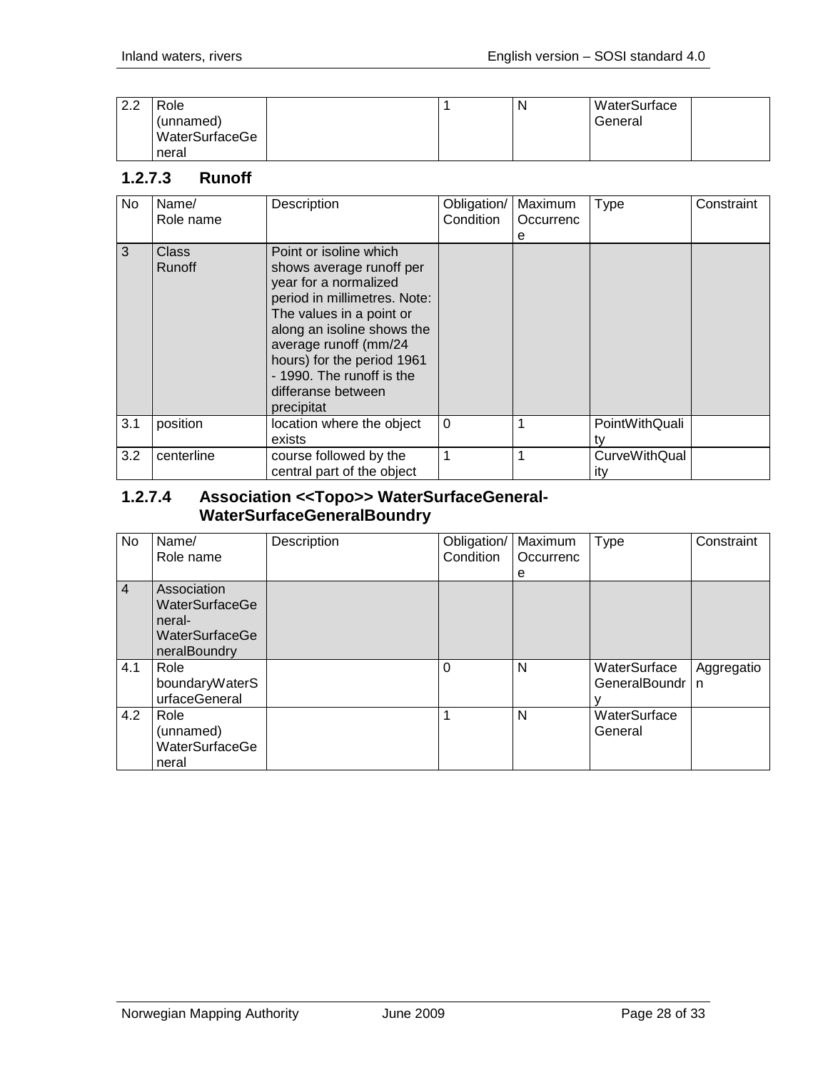| 2.2 | Role (unnamed) WaterSurfaceGeneral | | 1 | N | WaterSurface General | |
|---|---|---|---|---|---|---|

### 1.2.7.3 Runoff

| No | Name/ Role name | Description | Obligation/ Condition | Maximum Occurrence | Type | Constraint |
|---|---|---|---|---|---|---|
| 3 | Class Runoff | Point or isoline which shows average runoff per year for a normalized period in millimetres. Note: The values in a point or along an isoline shows the average runoff (mm/24 hours) for the period 1961 - 1990. The runoff is the differanse between precipitat | | | | |
| 3.1 | position | location where the object exists | 0 | 1 | PointWithQuality | |
| 3.2 | centerline | course followed by the central part of the object | 1 | 1 | CurveWithQuality | |

### 1.2.7.4 Association <<Topo>> WaterSurfaceGeneral-WaterSurfaceGeneralBoundry

| No | Name/ Role name | Description | Obligation/ Condition | Maximum Occurrence | Type | Constraint |
|---|---|---|---|---|---|---|
| 4 | Association WaterSurfaceGeneral-WaterSurfaceGeneralBoundry | | | | | |
| 4.1 | Role boundaryWaterSurfaceGeneral | | 0 | N | WaterSurface GeneralBoundry | Aggregation |
| 4.2 | Role (unnamed) WaterSurfaceGeneral | | 1 | N | WaterSurface General | |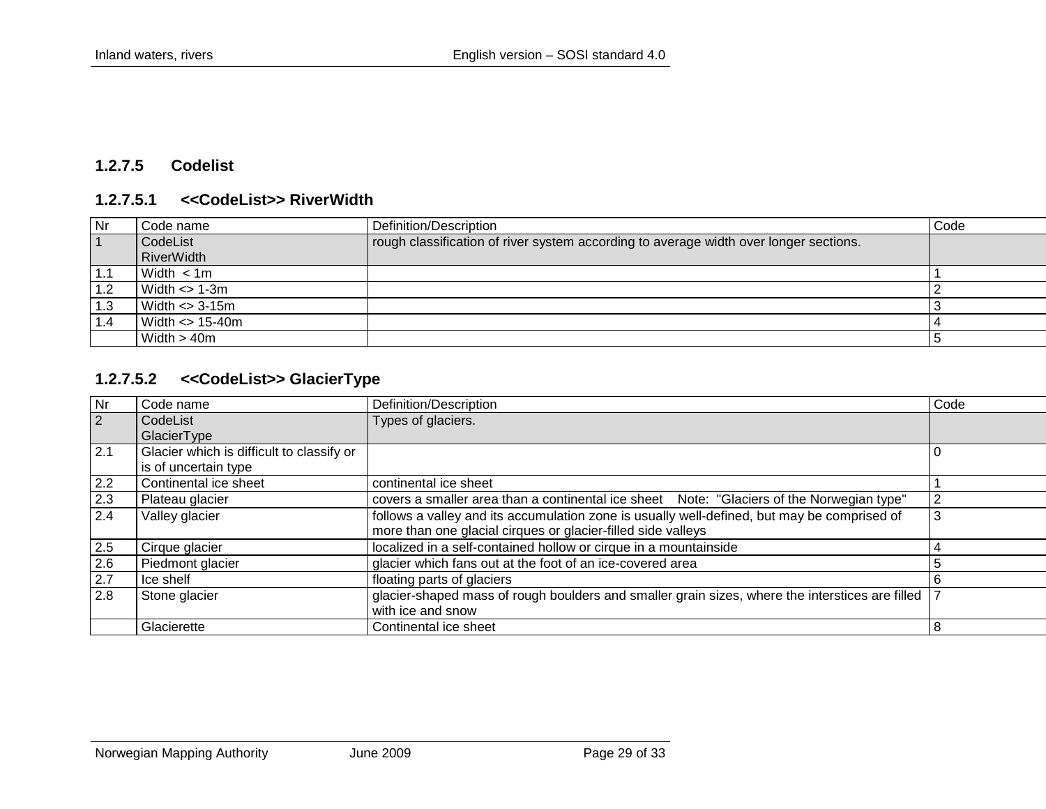### 1.2.7.5 Codelist

#### 1.2.7.5.1 <<CodeList>> RiverWidth

| Nr | Code name | Definition/Description | Code |
|---|---|---|---|
| 1 | CodeList RiverWidth | rough classification of river system according to average width over longer sections. | |
| 1.1 | Width < 1m | | 1 |
| 1.2 | Width <> 1-3m | | 2 |
| 1.3 | Width <> 3-15m | | 3 |
| 1.4 | Width <> 15-40m | | 4 |
| | Width > 40m | | 5 |

#### 1.2.7.5.2 <<CodeList>> GlacierType

| Nr | Code name | Definition/Description | Code |
|---|---|---|---|
| 2 | CodeList GlacierType | Types of glaciers. | |
| 2.1 | Glacier which is difficult to classify or is of uncertain type | | 0 |
| 2.2 | Continental ice sheet | continental ice sheet | 1 |
| 2.3 | Plateau glacier | covers a smaller area than a continental ice sheet Note: "Glaciers of the Norwegian type" | 2 |
| 2.4 | Valley glacier | follows a valley and its accumulation zone is usually well-defined, but may be comprised of more than one glacial cirques or glacier-filled side valleys | 3 |
| 2.5 | Cirque glacier | localized in a self-contained hollow or cirque in a mountainside | 4 |
| 2.6 | Piedmont glacier | glacier which fans out at the foot of an ice-covered area | 5 |
| 2.7 | Ice shelf | floating parts of glaciers | 6 |
| 2.8 | Stone glacier | glacier-shaped mass of rough boulders and smaller grain sizes, where the interstices are filled with ice and snow | 7 |
| | Glacierette | Continental ice sheet | 8 |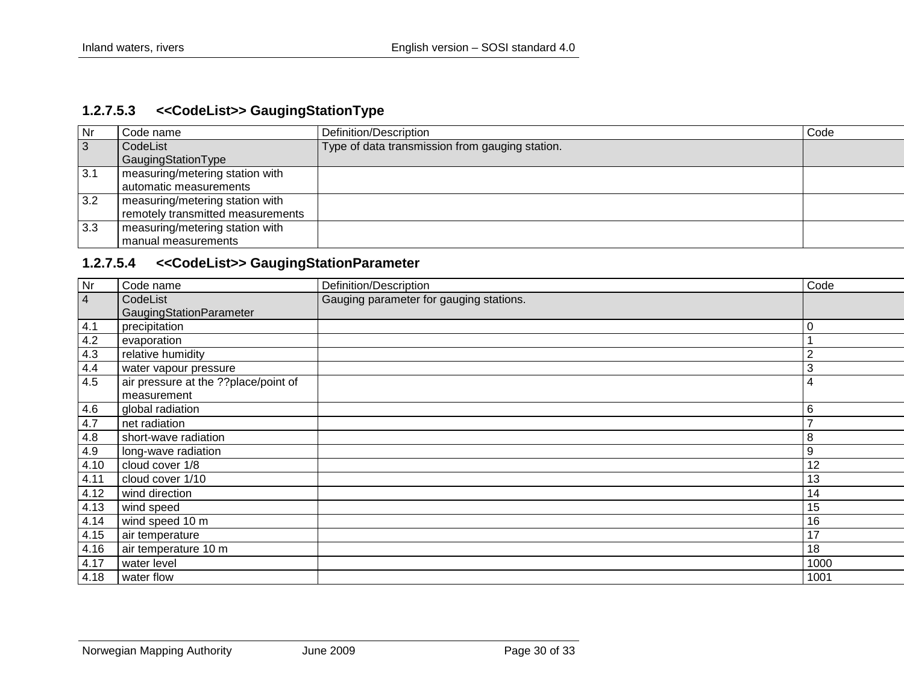### 1.2.7.5.3 <<CodeList>> GaugingStationType

| Nr | Code name | Definition/Description | Code |
|---|---|---|---|
| 3 | CodeList GaugingStationType | Type of data transmission from gauging station. | |
| 3.1 | measuring/metering station with automatic measurements | | |
| 3.2 | measuring/metering station with remotely transmitted measurements | | |
| 3.3 | measuring/metering station with manual measurements | | |

### 1.2.7.5.4 <<CodeList>> GaugingStationParameter

| Nr | Code name | Definition/Description | Code |
|---|---|---|---|
| 4 | CodeList GaugingStationParameter | Gauging parameter for gauging stations. | |
| 4.1 | precipitation | | 0 |
| 4.2 | evaporation | | 1 |
| 4.3 | relative humidity | | 2 |
| 4.4 | water vapour pressure | | 3 |
| 4.5 | air pressure at the ??place/point of measurement | | 4 |
| 4.6 | global radiation | | 6 |
| 4.7 | net radiation | | 7 |
| 4.8 | short-wave radiation | | 8 |
| 4.9 | long-wave radiation | | 9 |
| 4.10 | cloud cover 1/8 | | 12 |
| 4.11 | cloud cover 1/10 | | 13 |
| 4.12 | wind direction | | 14 |
| 4.13 | wind speed | | 15 |
| 4.14 | wind speed 10 m | | 16 |
| 4.15 | air temperature | | 17 |
| 4.16 | air temperature 10 m | | 18 |
| 4.17 | water level | | 1000 |
| 4.18 | water flow | | 1001 |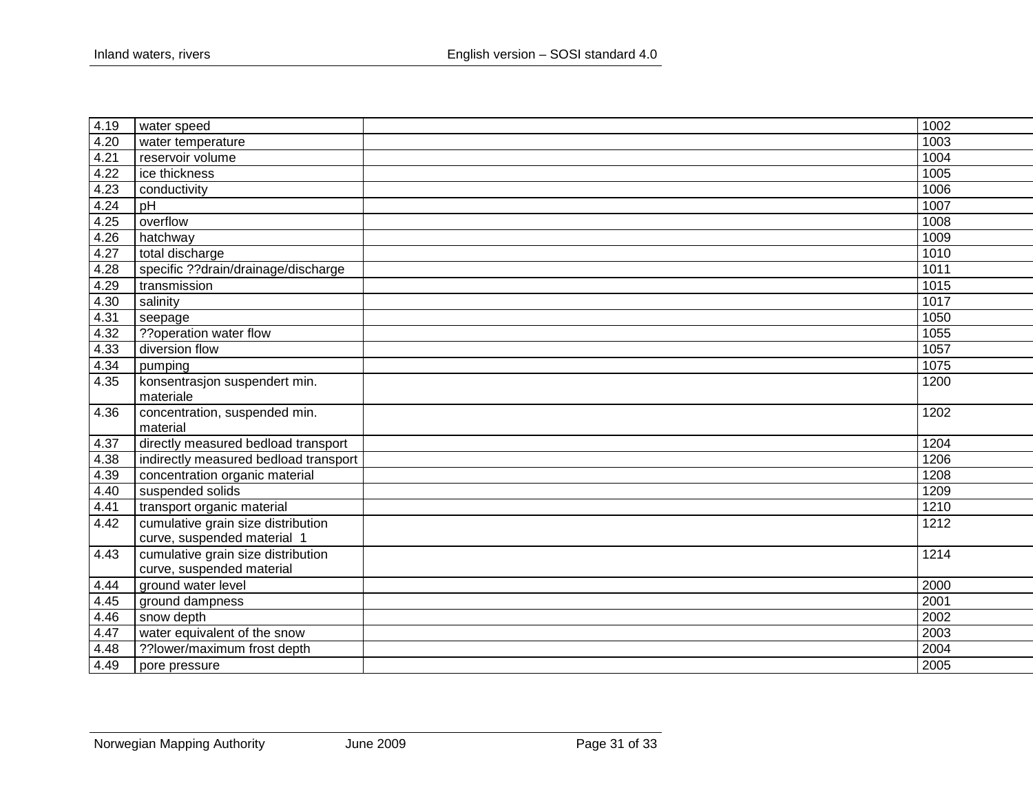| 4.19 | water speed | | 1002 |
|---|---|---|---|
| 4.20 | water temperature | | 1003 |
| 4.21 | reservoir volume | | 1004 |
| 4.22 | ice thickness | | 1005 |
| 4.23 | conductivity | | 1006 |
| 4.24 | pH | | 1007 |
| 4.25 | overflow | | 1008 |
| 4.26 | hatchway | | 1009 |
| 4.27 | total discharge | | 1010 |
| 4.28 | specific ??drain/drainage/discharge | | 1011 |
| 4.29 | transmission | | 1015 |
| 4.30 | salinity | | 1017 |
| 4.31 | seepage | | 1050 |
| 4.32 | ??operation water flow | | 1055 |
| 4.33 | diversion flow | | 1057 |
| 4.34 | pumping | | 1075 |
| 4.35 | konsentrasjon suspendert min. materiale | | 1200 |
| 4.36 | concentration, suspended min. material | | 1202 |
| 4.37 | directly measured bedload transport | | 1204 |
| 4.38 | indirectly measured bedload transport | | 1206 |
| 4.39 | concentration organic material | | 1208 |
| 4.40 | suspended solids | | 1209 |
| 4.41 | transport organic material | | 1210 |
| 4.42 | cumulative grain size distribution curve, suspended material 1 | | 1212 |
| 4.43 | cumulative grain size distribution curve, suspended material | | 1214 |
| 4.44 | ground water level | | 2000 |
| 4.45 | ground dampness | | 2001 |
| 4.46 | snow depth | | 2002 |
| 4.47 | water equivalent of the snow | | 2003 |
| 4.48 | ??lower/maximum frost depth | | 2004 |
| 4.49 | pore pressure | | 2005 |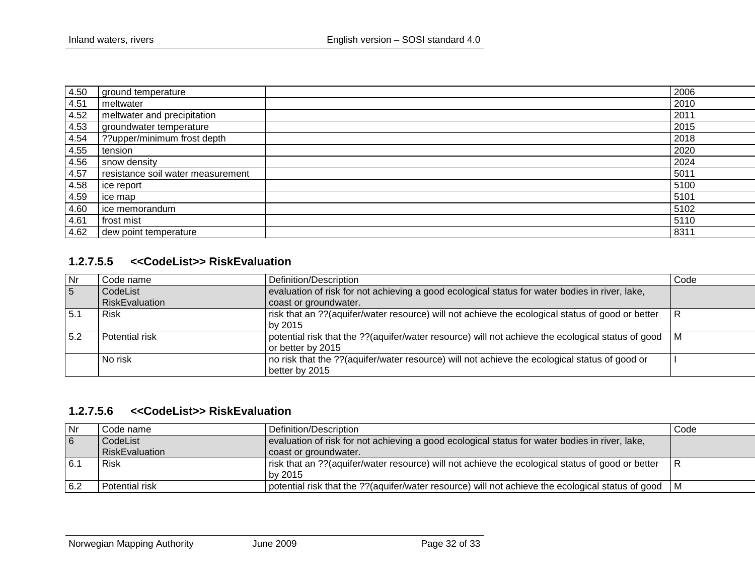| | | | |
|---|---|---|---|
| 4.50 | ground temperature | | 2006 |
| 4.51 | meltwater | | 2010 |
| 4.52 | meltwater and precipitation | | 2011 |
| 4.53 | groundwater temperature | | 2015 |
| 4.54 | ??upper/minimum frost depth | | 2018 |
| 4.55 | tension | | 2020 |
| 4.56 | snow density | | 2024 |
| 4.57 | resistance soil water measurement | | 5011 |
| 4.58 | ice report | | 5100 |
| 4.59 | ice map | | 5101 |
| 4.60 | ice memorandum | | 5102 |
| 4.61 | frost mist | | 5110 |
| 4.62 | dew point temperature | | 8311 |

### 1.2.7.5.5 <<CodeList>> RiskEvaluation

| Nr | Code name | Definition/Description | Code |
|---|---|---|---|
| 5 | CodeList RiskEvaluation | evaluation of risk for not achieving a good ecological status for water bodies in river, lake, coast or groundwater. | |
| 5.1 | Risk | risk that an ??(aquifer/water resource) will not achieve the ecological status of good or better by 2015 | R |
| 5.2 | Potential risk | potential risk that the ??(aquifer/water resource) will not achieve the ecological status of good or better by 2015 | M |
| | No risk | no risk that the ??(aquifer/water resource) will not achieve the ecological status of good or better by 2015 | I |

### 1.2.7.5.6 <<CodeList>> RiskEvaluation

| Nr | Code name | Definition/Description | Code |
|---|---|---|---|
| 6 | CodeList RiskEvaluation | evaluation of risk for not achieving a good ecological status for water bodies in river, lake, coast or groundwater. | |
| 6.1 | Risk | risk that an ??(aquifer/water resource) will not achieve the ecological status of good or better by 2015 | R |
| 6.2 | Potential risk | potential risk that the ??(aquifer/water resource) will not achieve the ecological status of good | M |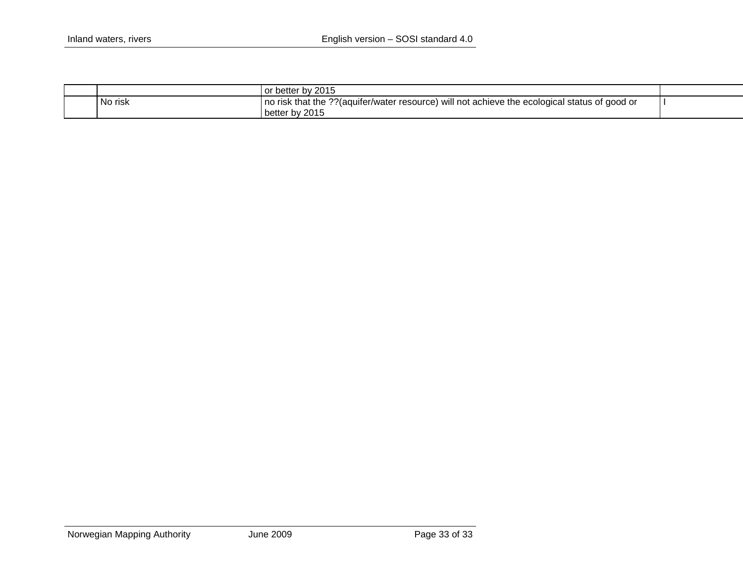| | | | |
|---|---|---|---|
| | | or better by 2015 | |
| | No risk | no risk that the ??(aquifer/water resource) will not achieve the ecological status of good or better by 2015 | I |